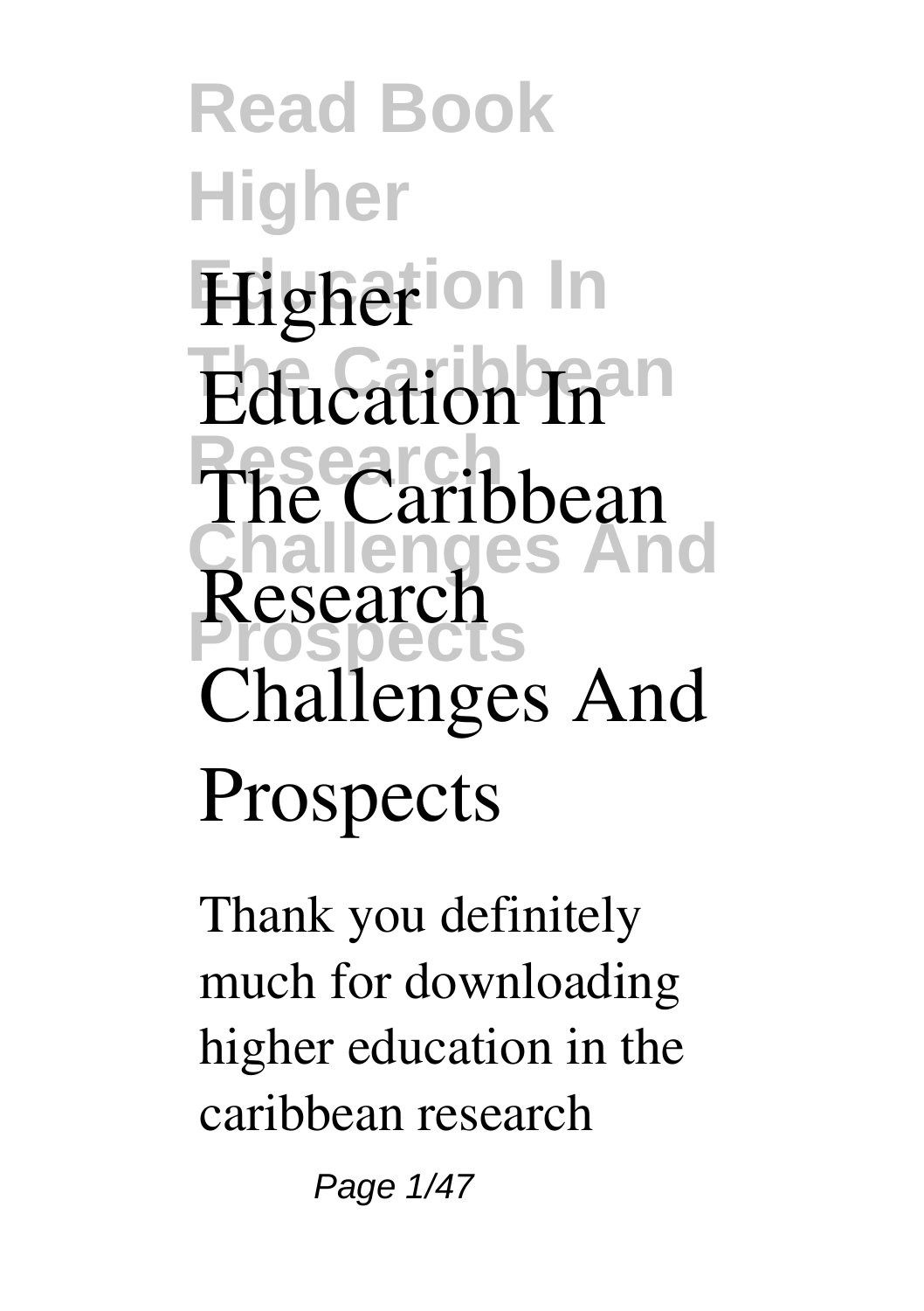# Higher Education In The Caribbean Research Challenges And Prospects

Thank you definitely much for downloading **higher education in the caribbean research**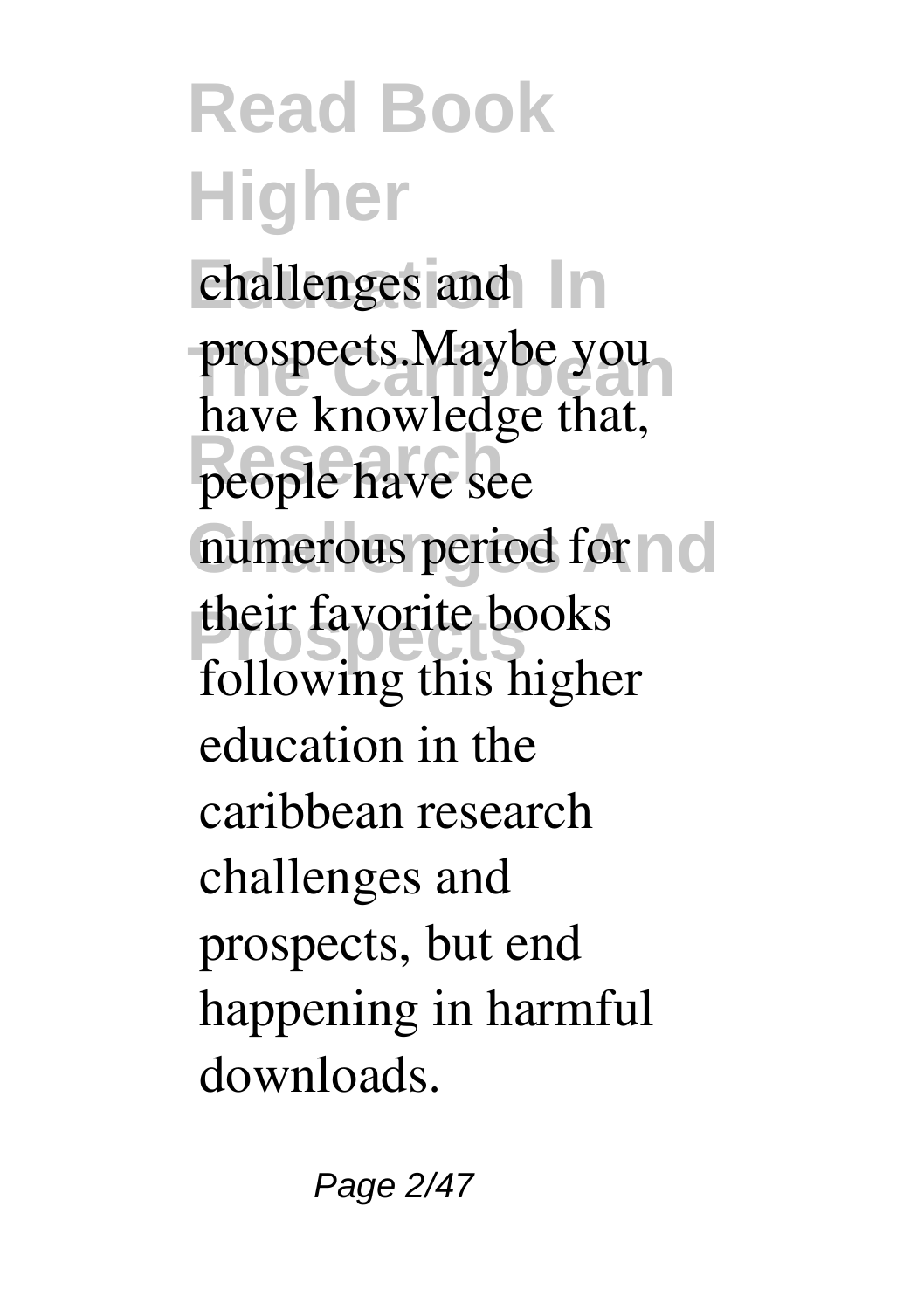challenges and prospects.Maybe you have knowledge that, people have see numerous period for their favorite books following this higher education in the caribbean research challenges and prospects, but end happening in harmful downloads.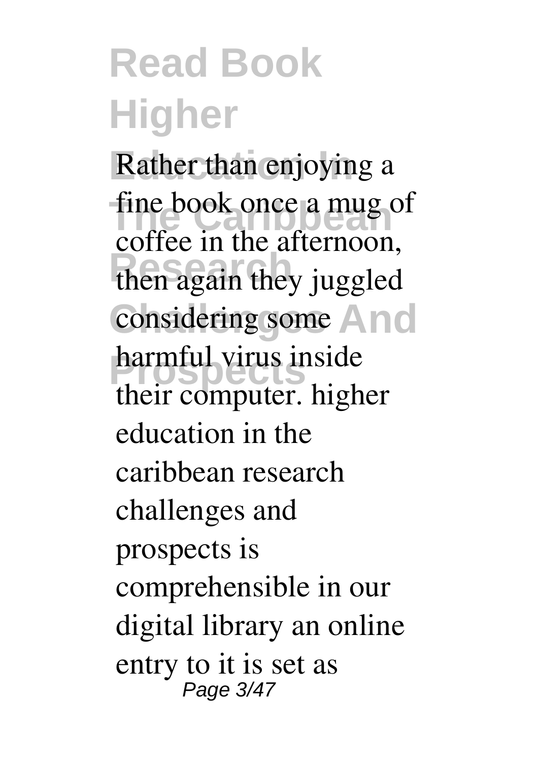Rather than enjoying a fine book once a mug of coffee in the afternoon, then again they juggled considering some harmful virus inside their computer. higher education in the caribbean research challenges and prospects is comprehensible in our digital library an online entry to it is set as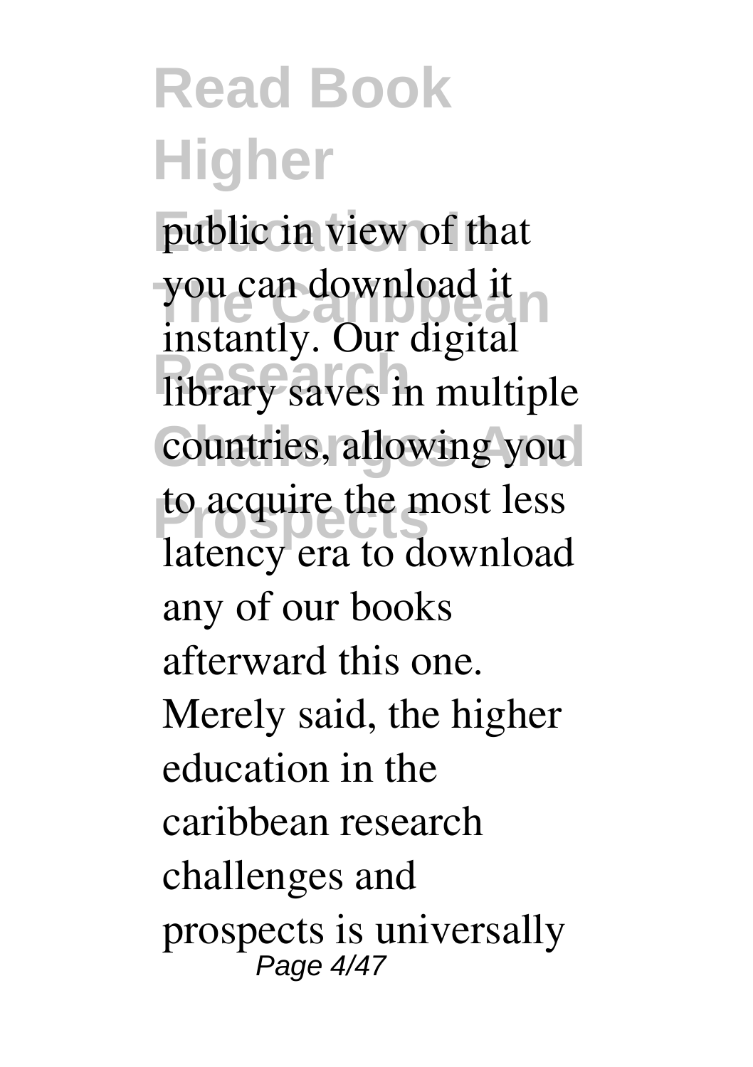public in view of that you can download it instantly. Our digital library saves in multiple countries, allowing you to acquire the most less latency era to download any of our books afterward this one. Merely said, the higher education in the caribbean research challenges and prospects is universally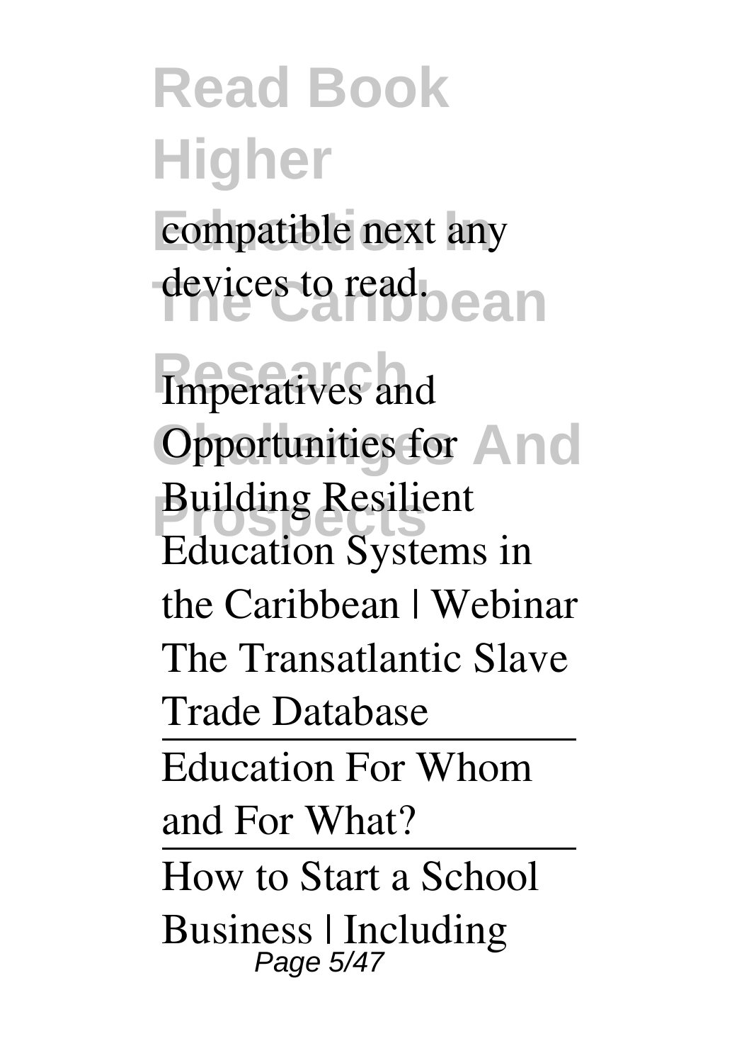compatible next any devices to read.

Imperatives and Opportunities for Building Resilient Education Systems in the Caribbean | Webinar The Transatlantic Slave Trade Database

---

Education For Whom and For What?

---

How to Start a School Business | Including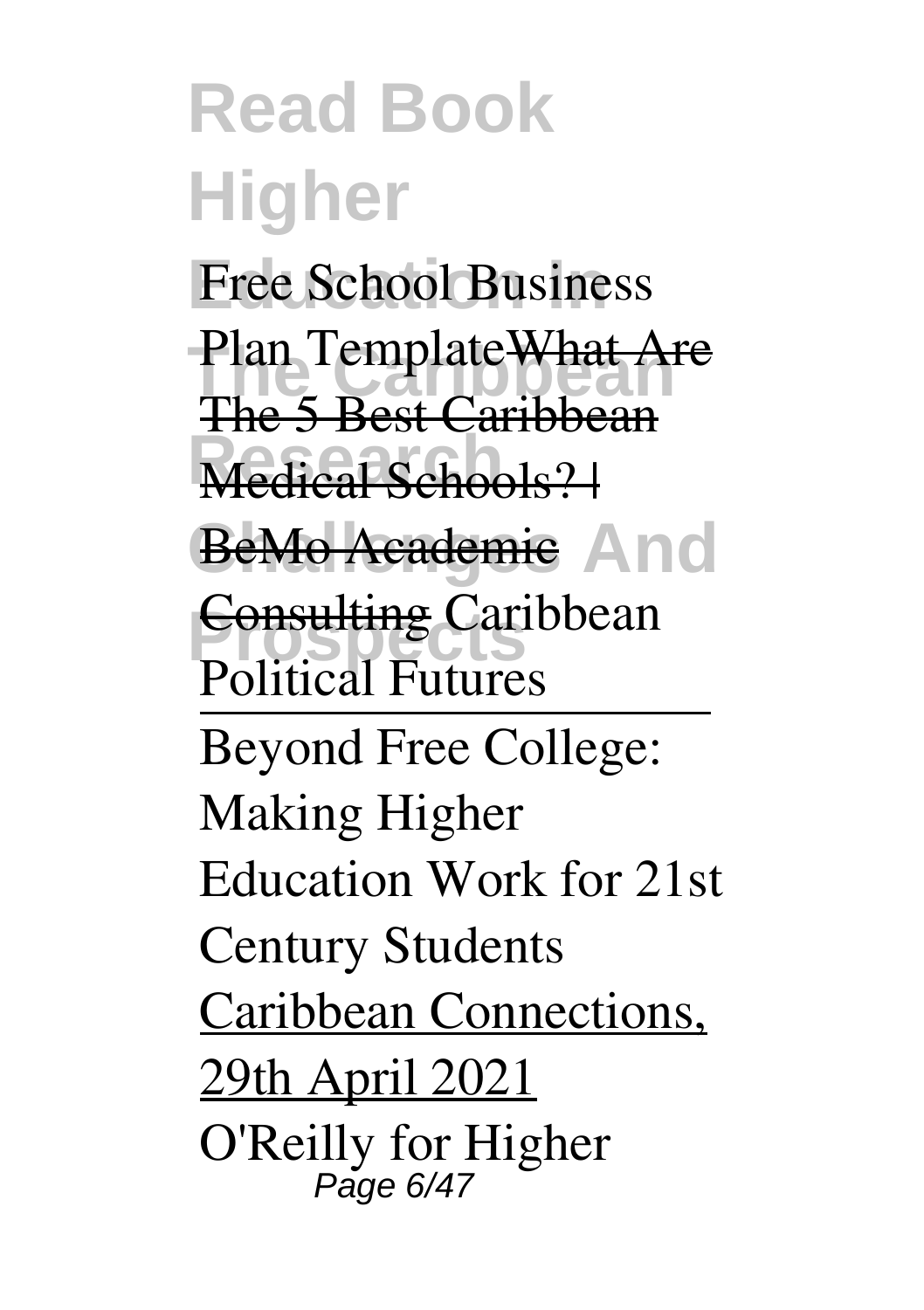Free School Business Plan Template~~What Are The 5 Best Caribbean Medical Schools? | BeMo Academic Consulting~~ Caribbean Political Futures

Beyond Free College: Making Higher Education Work for 21st Century Students

Caribbean Connections, 29th April 2021

O'Reilly for Higher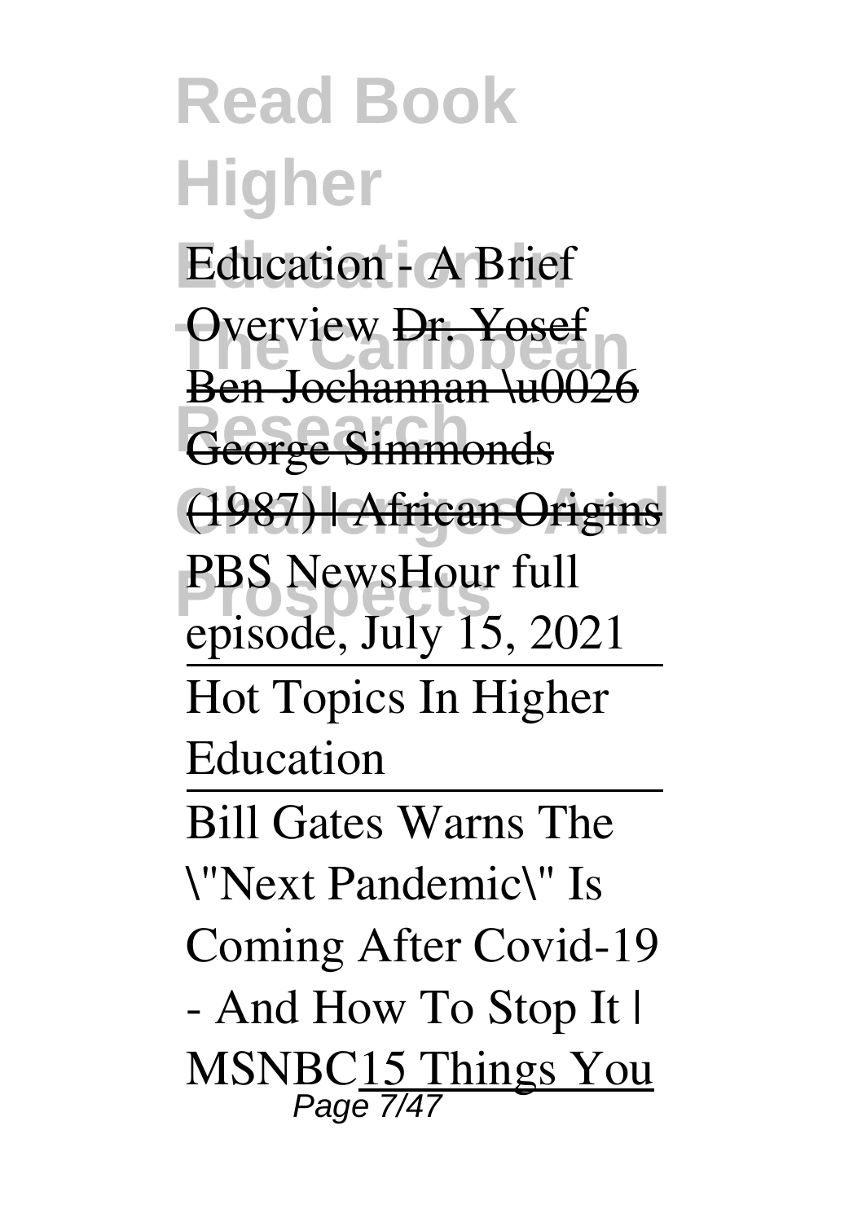Education - A Brief Overview Dr. Yosef Ben-Jochannan \u0026 George Simmonds (1987) | African Origins

PBS NewsHour full episode, July 15, 2021

Hot Topics In Higher Education

Bill Gates Warns The \"Next Pandemic\" Is Coming After Covid-19 - And How To Stop It | MSNBC15 Things You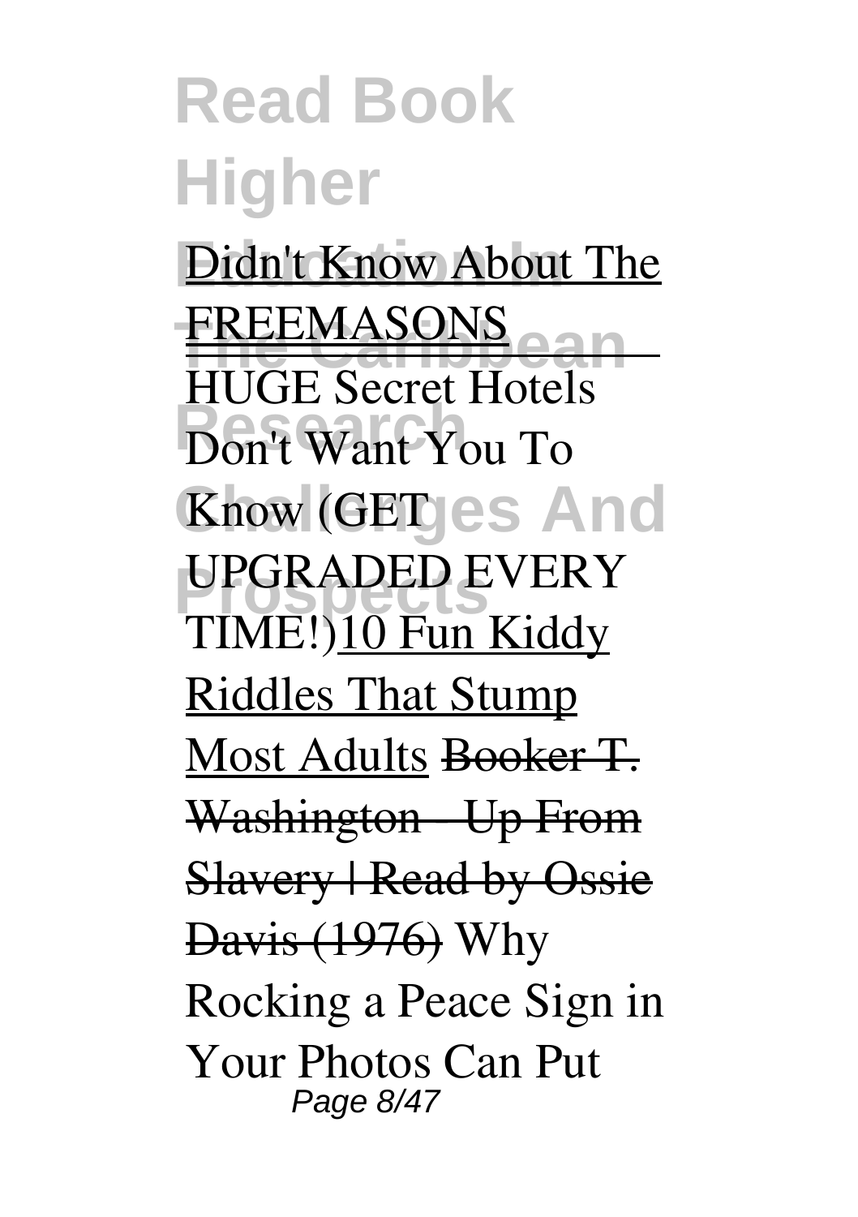Didn't Know About The FREEMASONS

HUGE Secret Hotels Don't Want You To Know (GET UPGRADED EVERY TIME!)10 Fun Kiddy Riddles That Stump Most Adults ~~Booker T. Washington - Up From Slavery | Read by Ossie Davis (1976)~~ Why Rocking a Peace Sign in Your Photos Can Put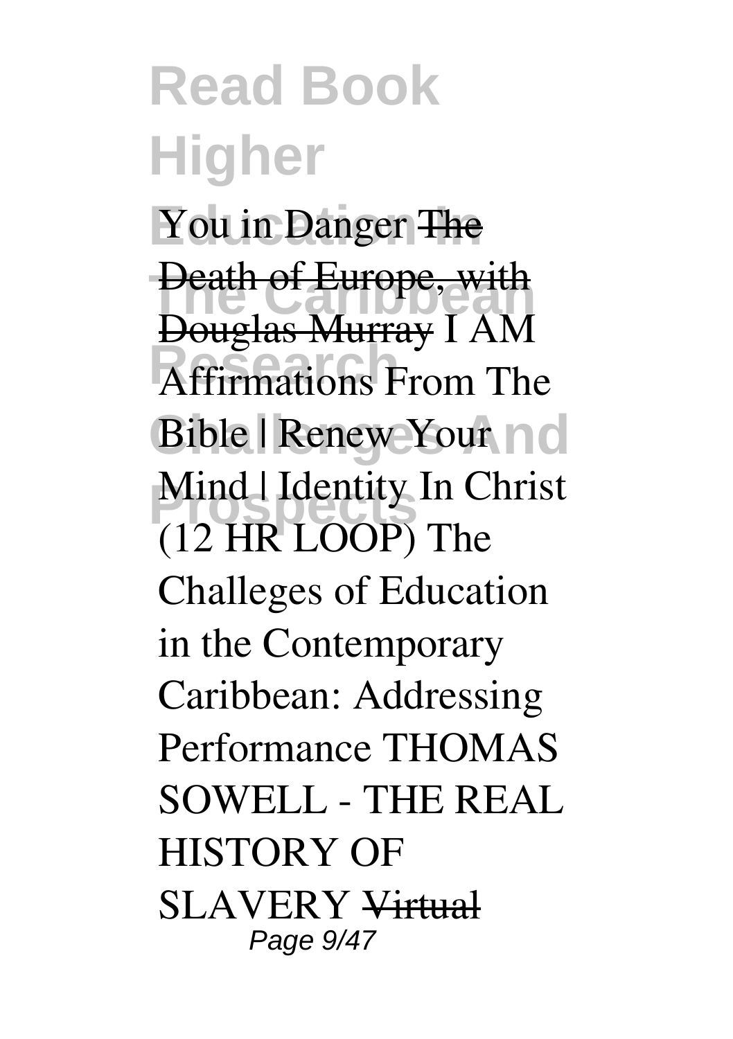You in Danger ~~The Death of Europe, with Douglas Murray~~ I AM Affirmations From The Bible | Renew Your Mind | Identity In Christ (12 HR LOOP) The Challeges of Education in the Contemporary Caribbean: Addressing Performance THOMAS SOWELL - THE REAL HISTORY OF SLAVERY ~~Virtual~~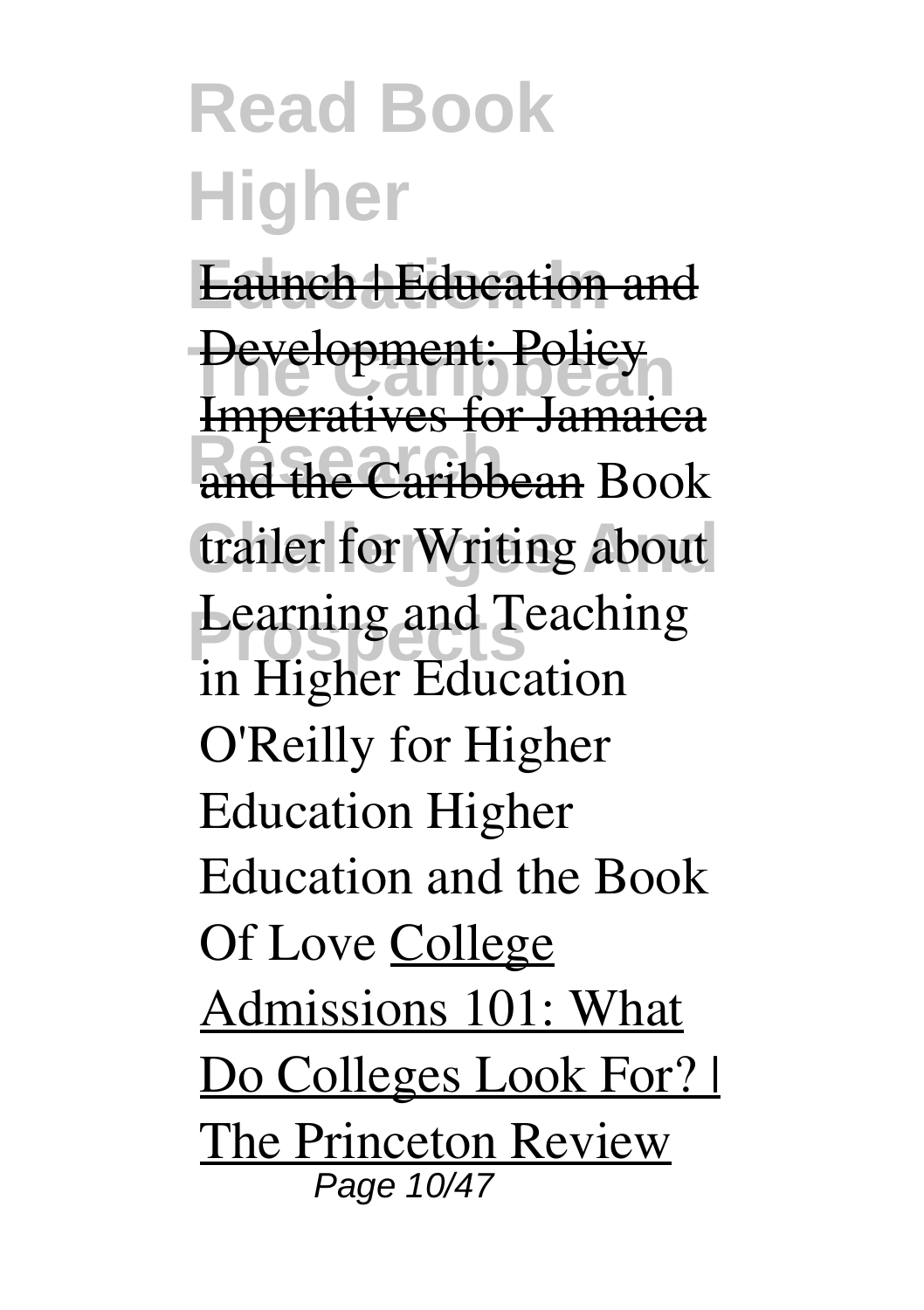Launch | Education and Development: Policy Imperatives for Jamaica and the Caribbean Book trailer for Writing about Learning and Teaching in Higher Education O'Reilly for Higher Education Higher Education and the Book Of Love College Admissions 101: What Do Colleges Look For? | The Princeton Review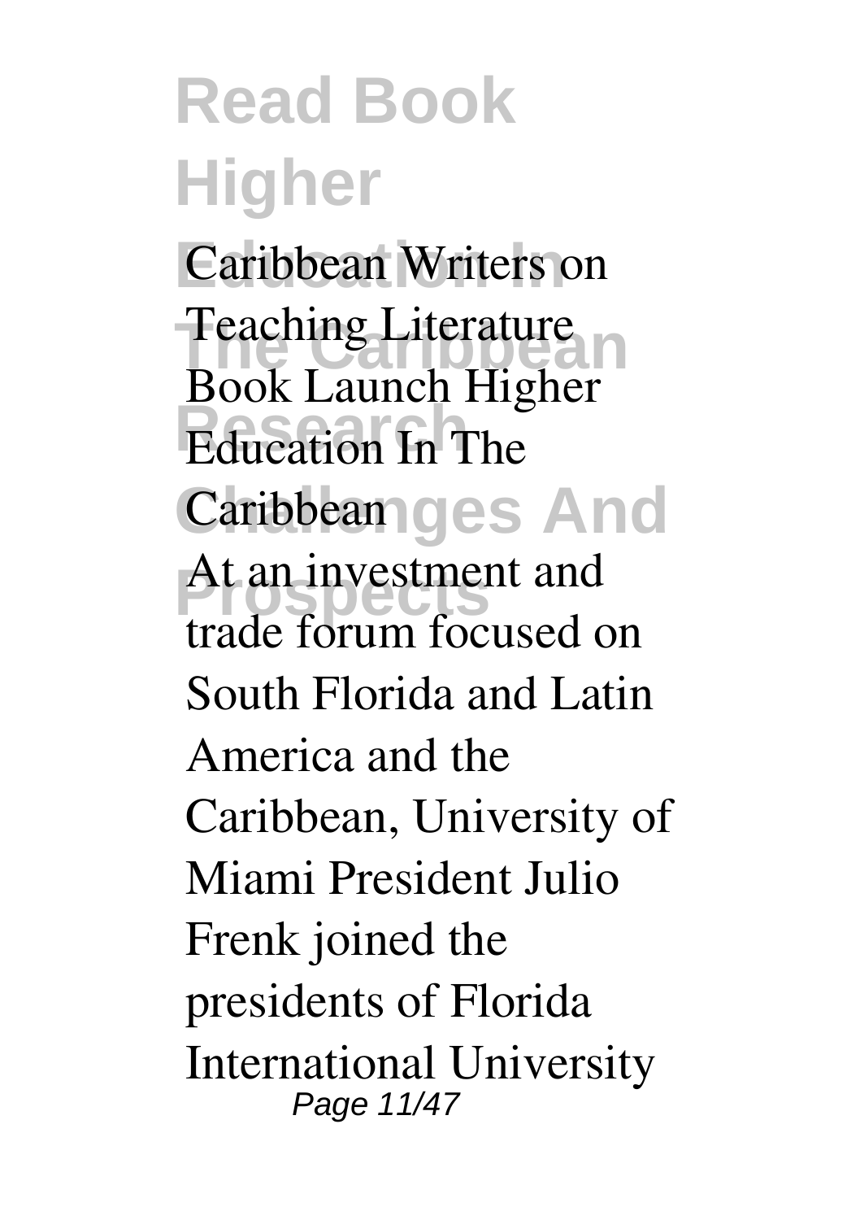Caribbean Writers on Teaching Literature Book Launch Higher Education In The Caribbean

At an investment and trade forum focused on South Florida and Latin America and the Caribbean, University of Miami President Julio Frenk joined the presidents of Florida International University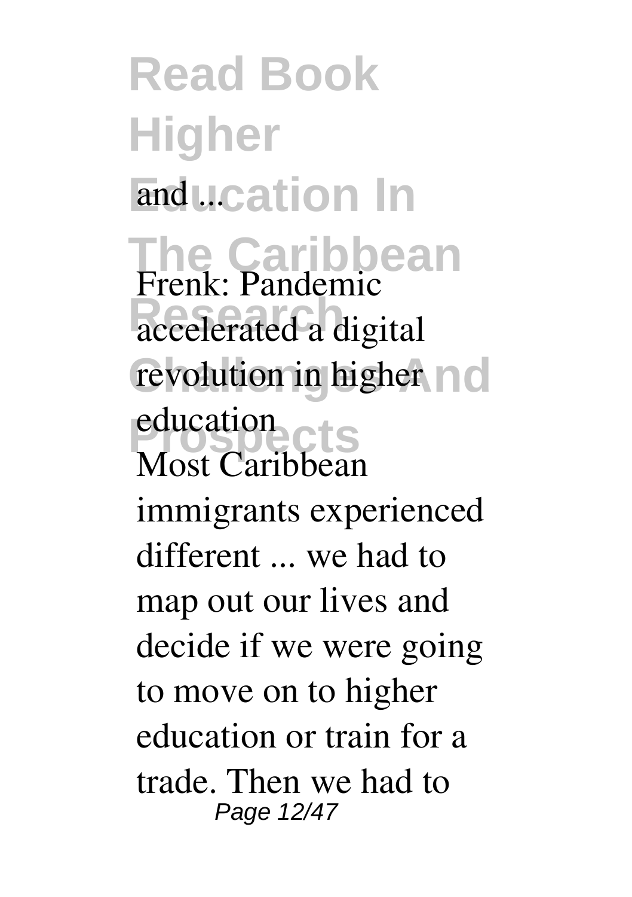and ...

**Frenk: Pandemic accelerated a digital revolution in higher education**

Most Caribbean immigrants experienced different ... we had to map out our lives and decide if we were going to move on to higher education or train for a trade. Then we had to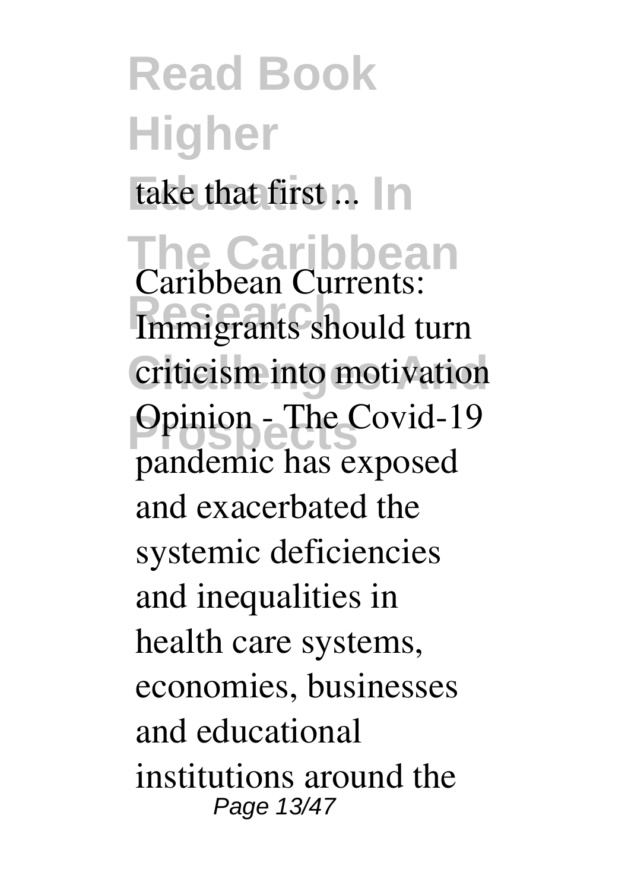take that first ...

Caribbean Currents: Immigrants should turn criticism into motivation

Opinion - The Covid-19 pandemic has exposed and exacerbated the systemic deficiencies and inequalities in health care systems, economies, businesses and educational institutions around the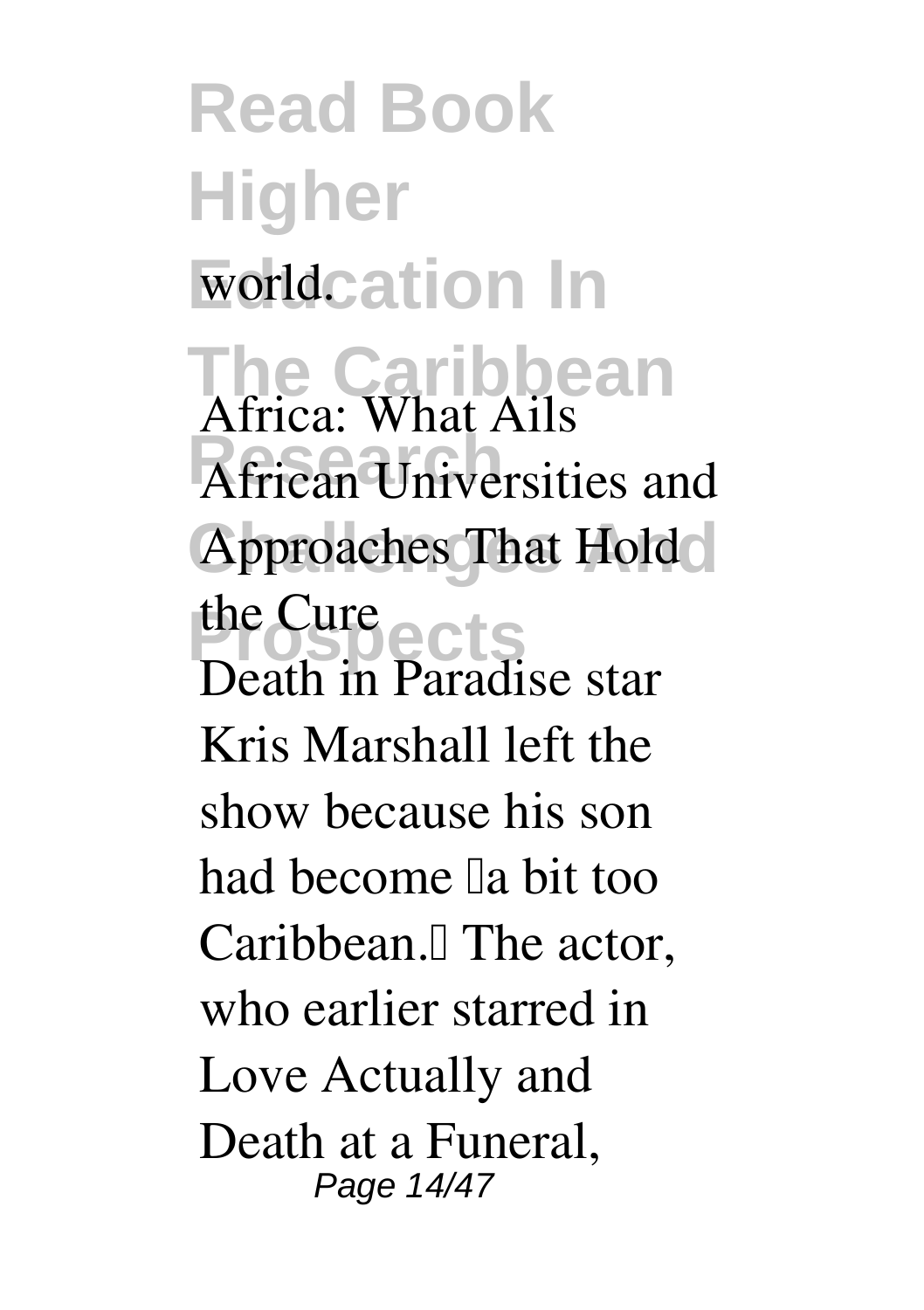world.

**Africa: What Ails African Universities and Approaches That Hold the Cure**

Death in Paradise star Kris Marshall left the show because his son had become "a bit too Caribbean." The actor, who earlier starred in Love Actually and Death at a Funeral,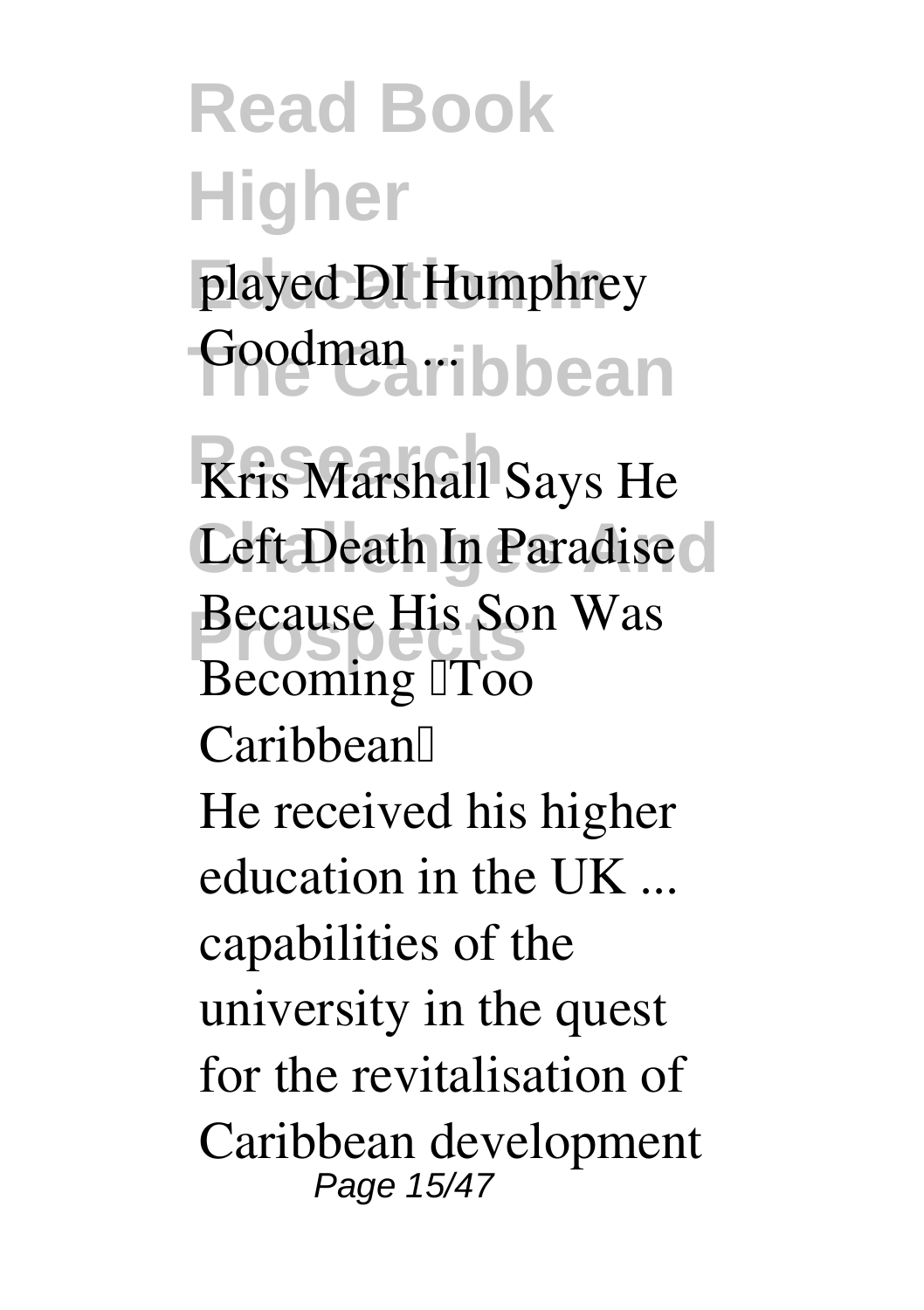played DI Humphrey Goodman ...

**Kris Marshall Says He Left Death In Paradise Because His Son Was Becoming 'Too Caribbean'**

He received his higher education in the UK ... capabilities of the university in the quest for the revitalisation of Caribbean development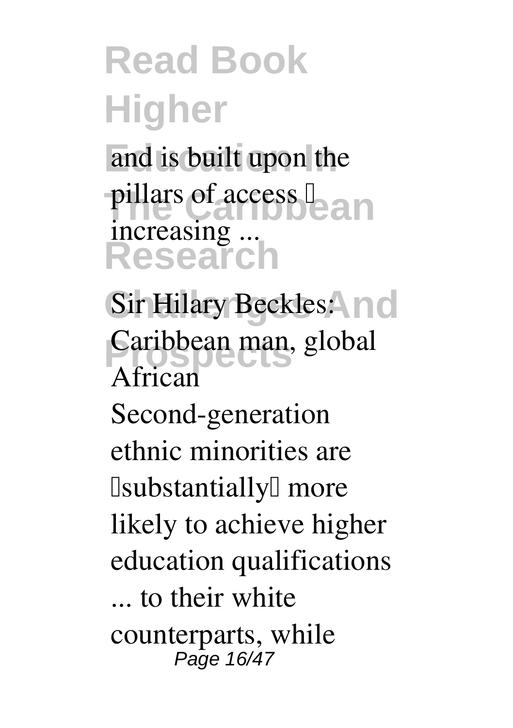and is built upon the pillars of access – increasing ...

**Sir Hilary Beckles: Caribbean man, global African**

Second-generation ethnic minorities are 'substantially' more likely to achieve higher education qualifications ... to their white counterparts, while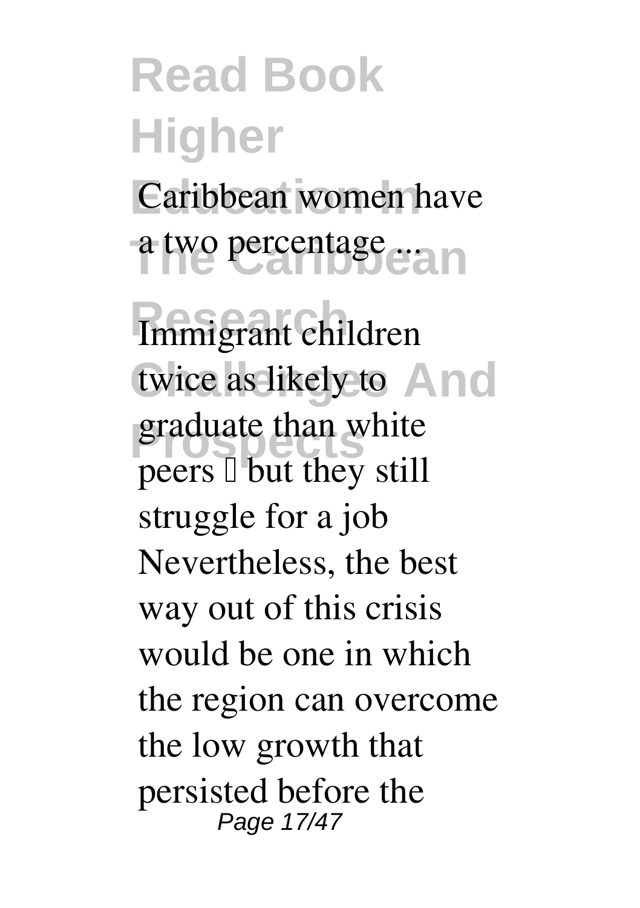Caribbean women have a two percentage ...

**Immigrant children twice as likely to graduate than white peers – but they still struggle for a job**

Nevertheless, the best way out of this crisis would be one in which the region can overcome the low growth that persisted before the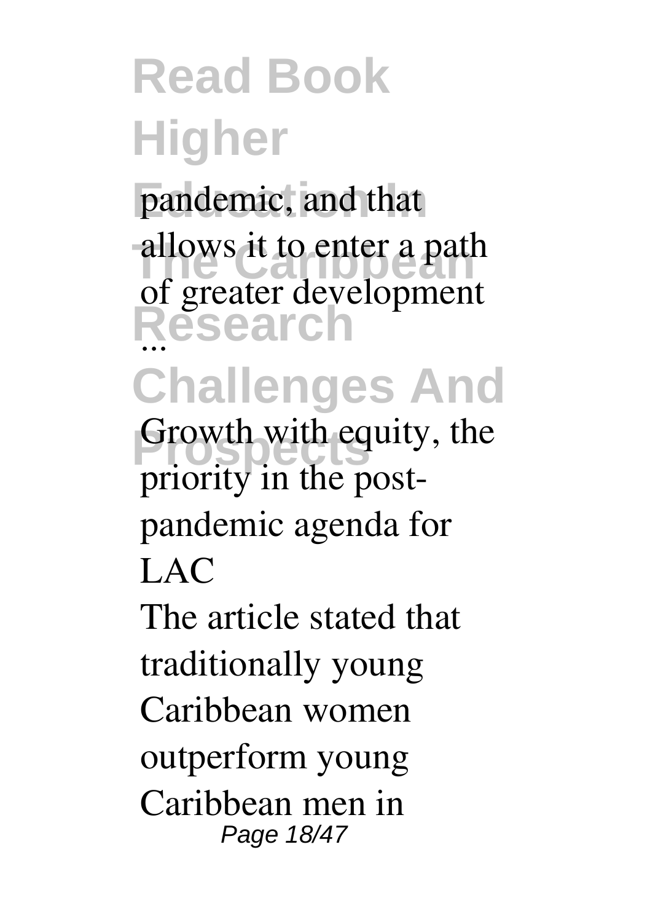pandemic, and that allows it to enter a path of greater development ...

Growth with equity, the priority in the post-pandemic agenda for LAC

The article stated that traditionally young Caribbean women outperform young Caribbean men in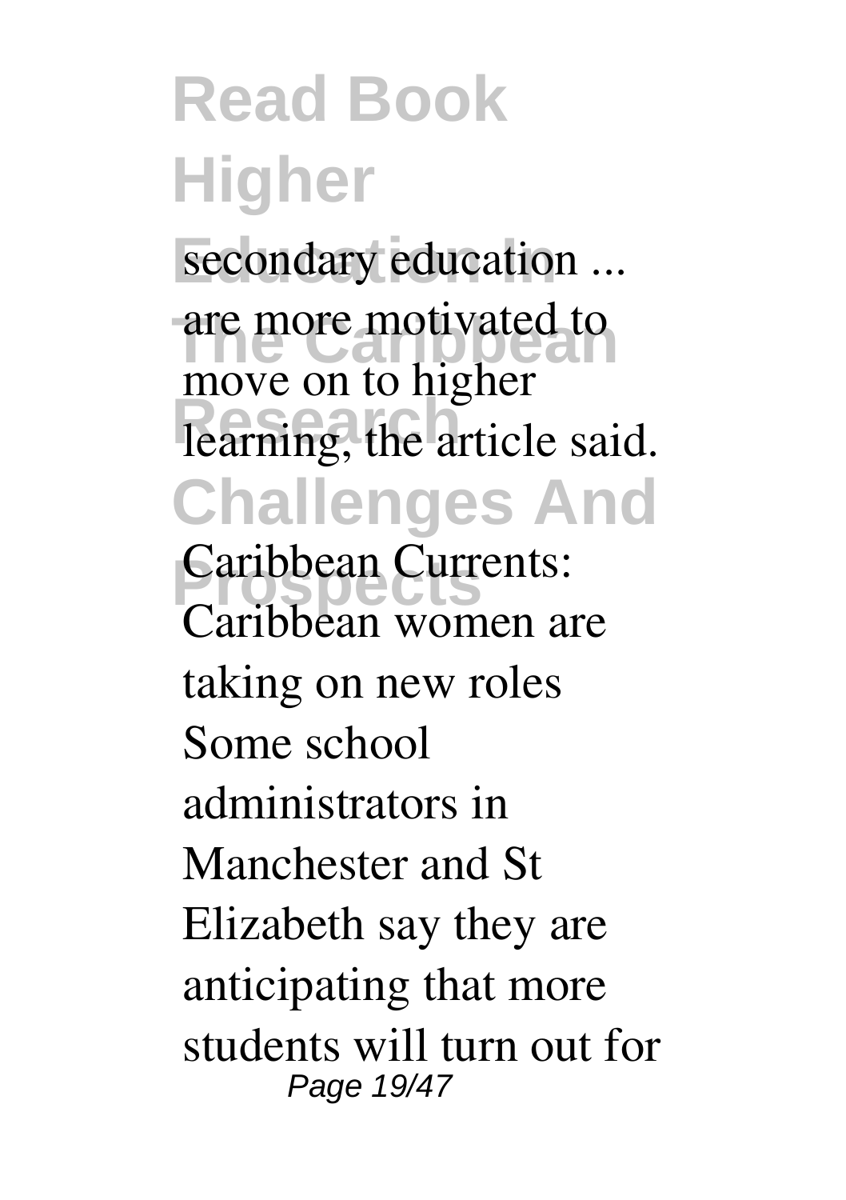secondary education ... are more motivated to move on to higher learning, the article said.

Caribbean Currents: Caribbean women are taking on new roles

Some school administrators in Manchester and St Elizabeth say they are anticipating that more students will turn out for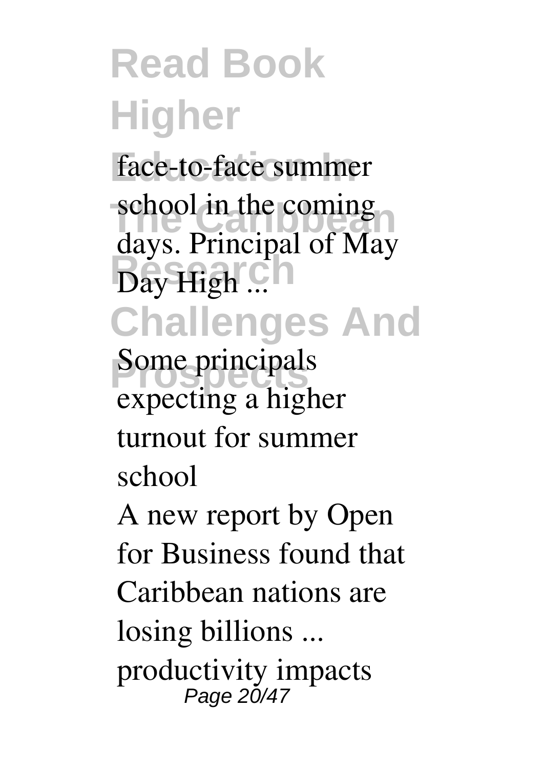face-to-face summer school in the coming days. Principal of May Day High ...

**Some principals expecting a higher turnout for summer school**

A new report by Open for Business found that Caribbean nations are losing billions ... productivity impacts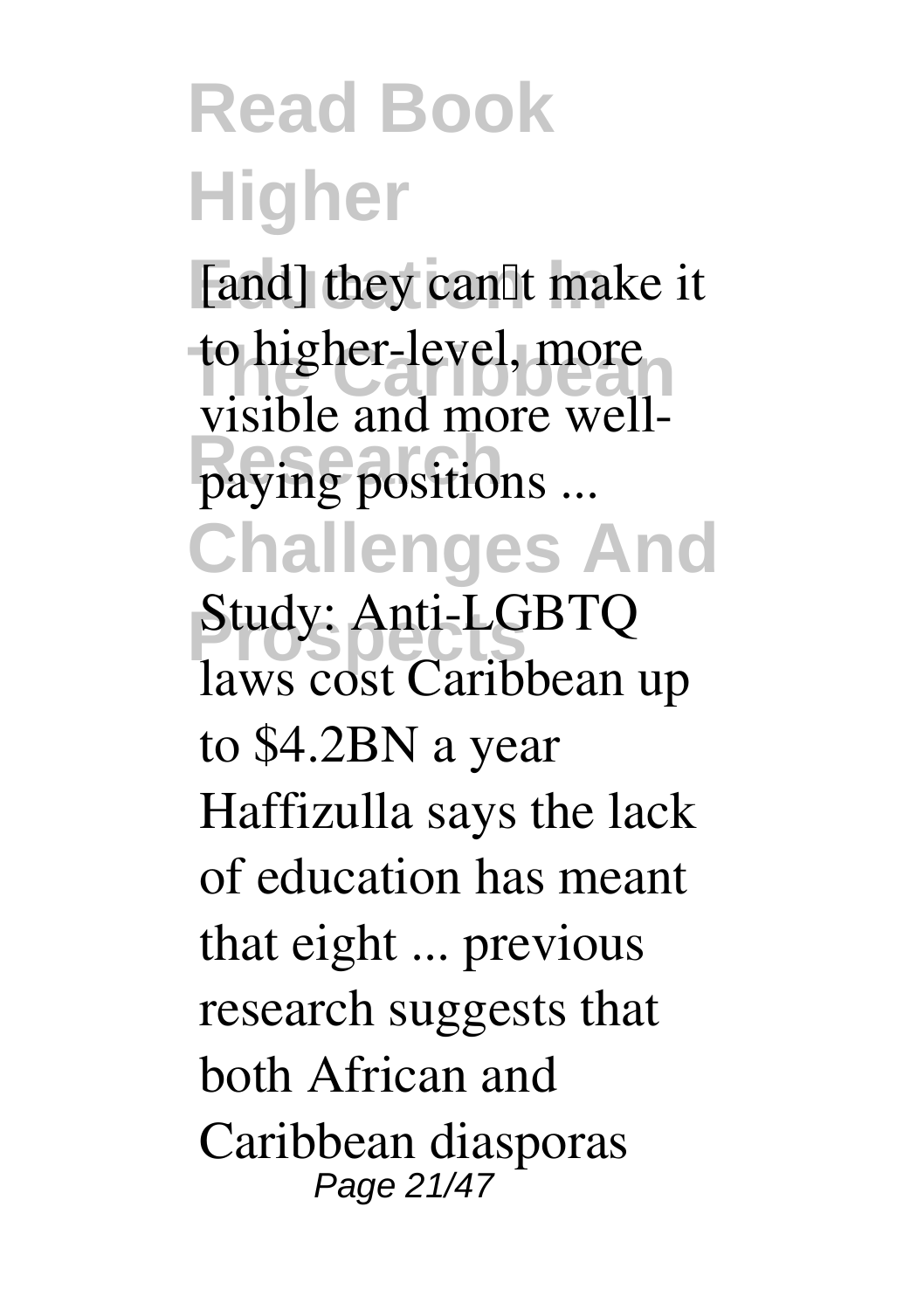[and] they can't make it to higher-level, more visible and more well-paying positions ...

**Study: Anti-LGBTQ laws cost Caribbean up to $4.2BN a year**

Haffizulla says the lack of education has meant that eight ... previous research suggests that both African and Caribbean diasporas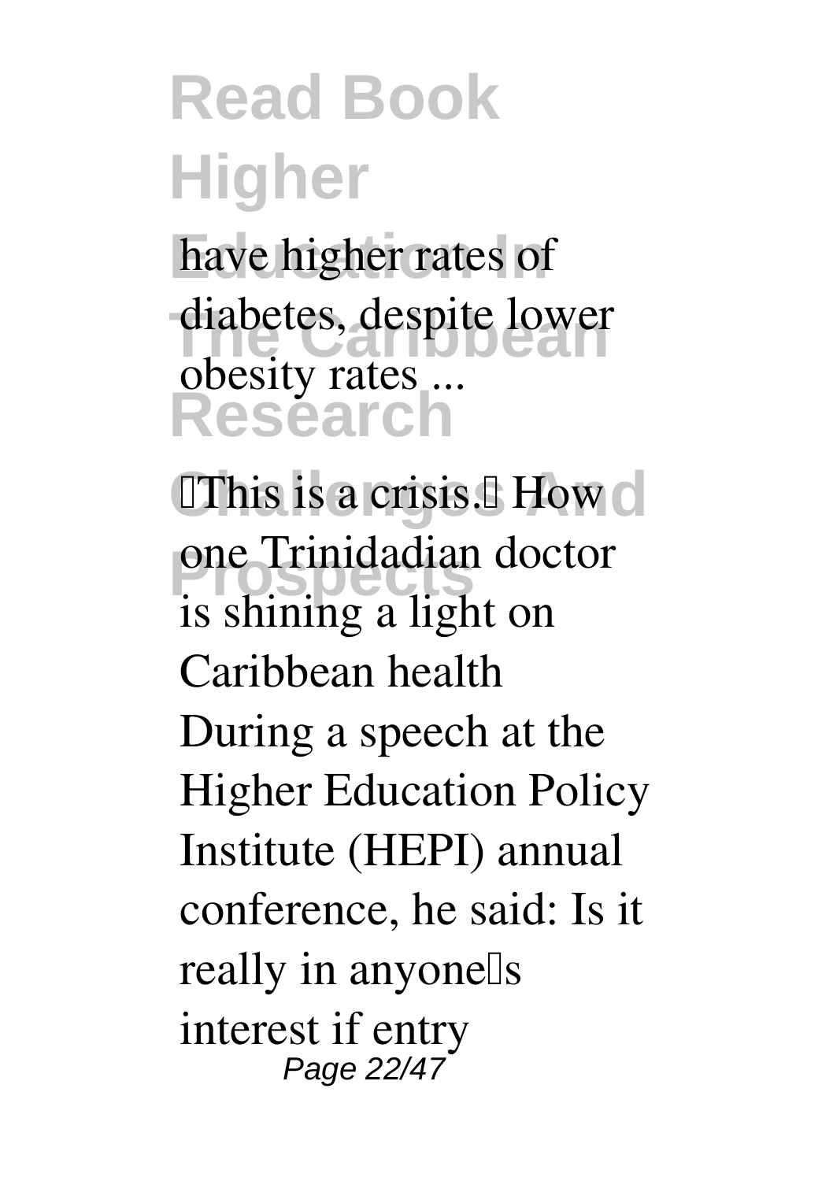have higher rates of diabetes, despite lower obesity rates ...

**'This is a crisis.' How one Trinidadian doctor is shining a light on Caribbean health**

During a speech at the Higher Education Policy Institute (HEPI) annual conference, he said: Is it really in anyone's interest if entry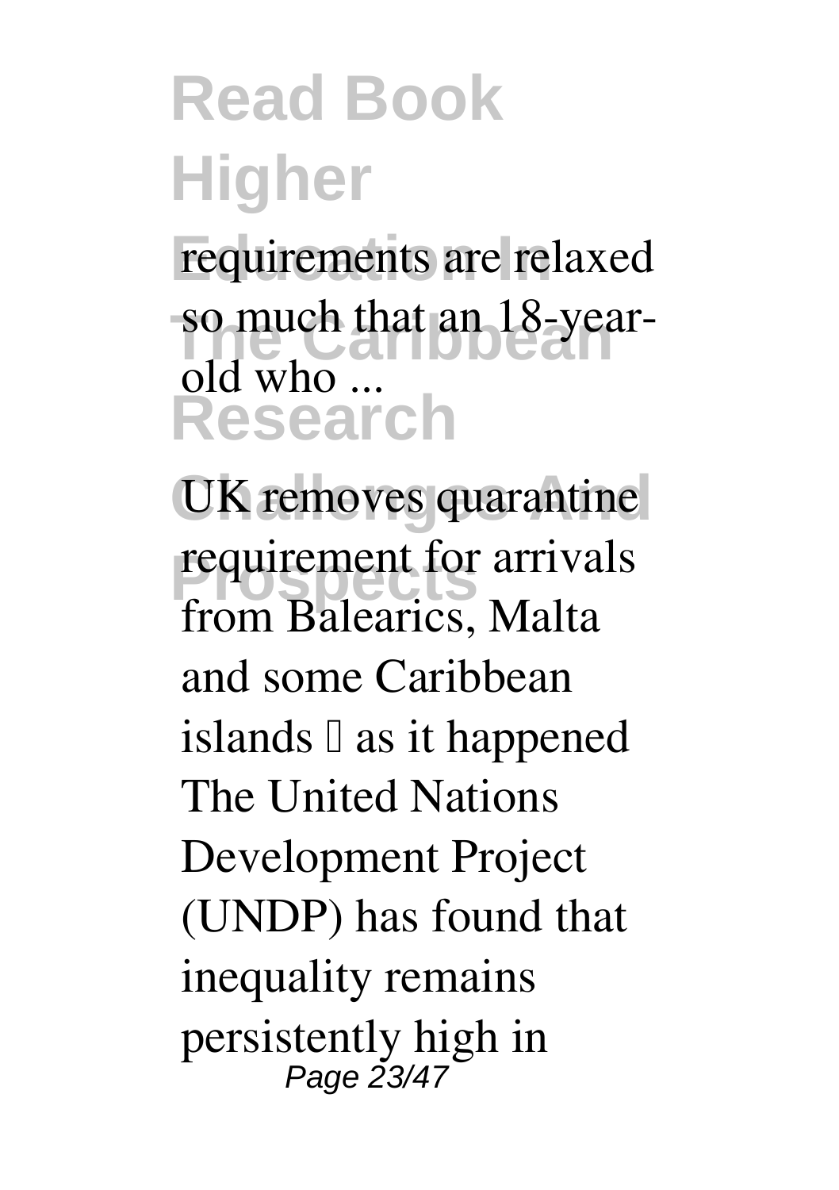requirements are relaxed so much that an 18-year-old who ...

UK removes quarantine requirement for arrivals from Balearics, Malta and some Caribbean islands – as it happened The United Nations Development Project (UNDP) has found that inequality remains persistently high in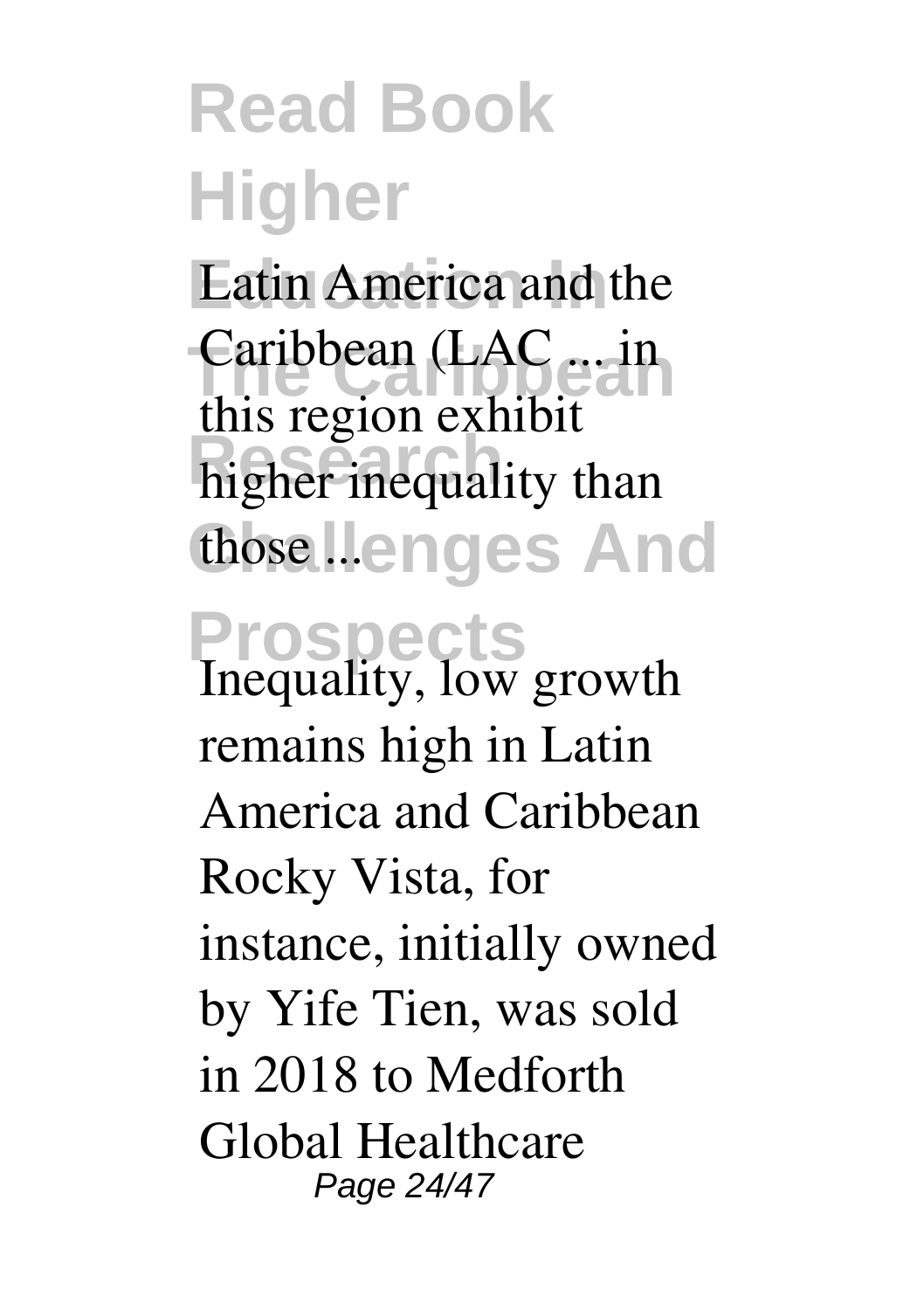Latin America and the Caribbean (LAC ... in this region exhibit higher inequality than those ...

Inequality, low growth remains high in Latin America and Caribbean Rocky Vista, for instance, initially owned by Yife Tien, was sold in 2018 to Medforth Global Healthcare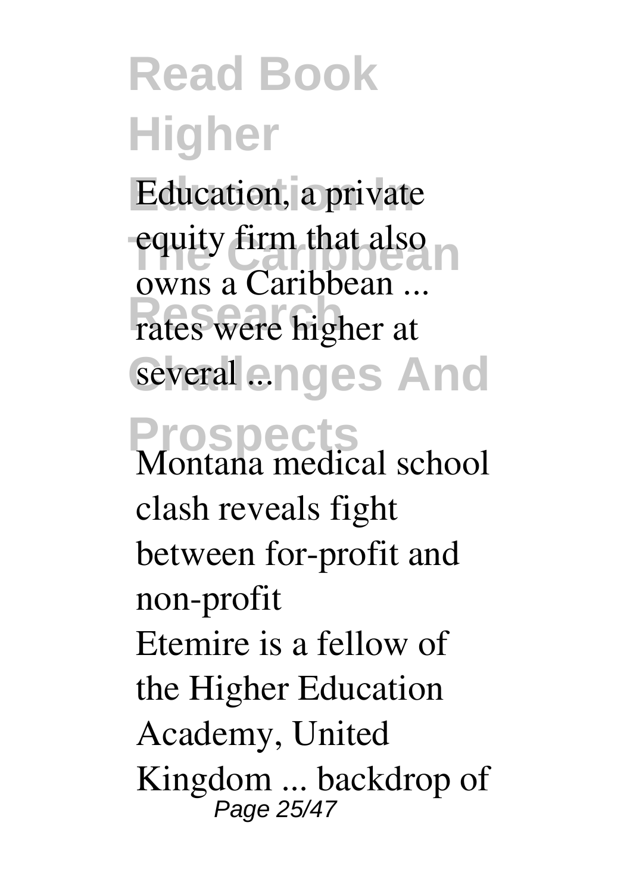Education, a private equity firm that also owns a Caribbean ... rates were higher at several ...

**Montana medical school clash reveals fight between for-profit and non-profit**

Etemire is a fellow of the Higher Education Academy, United Kingdom ... backdrop of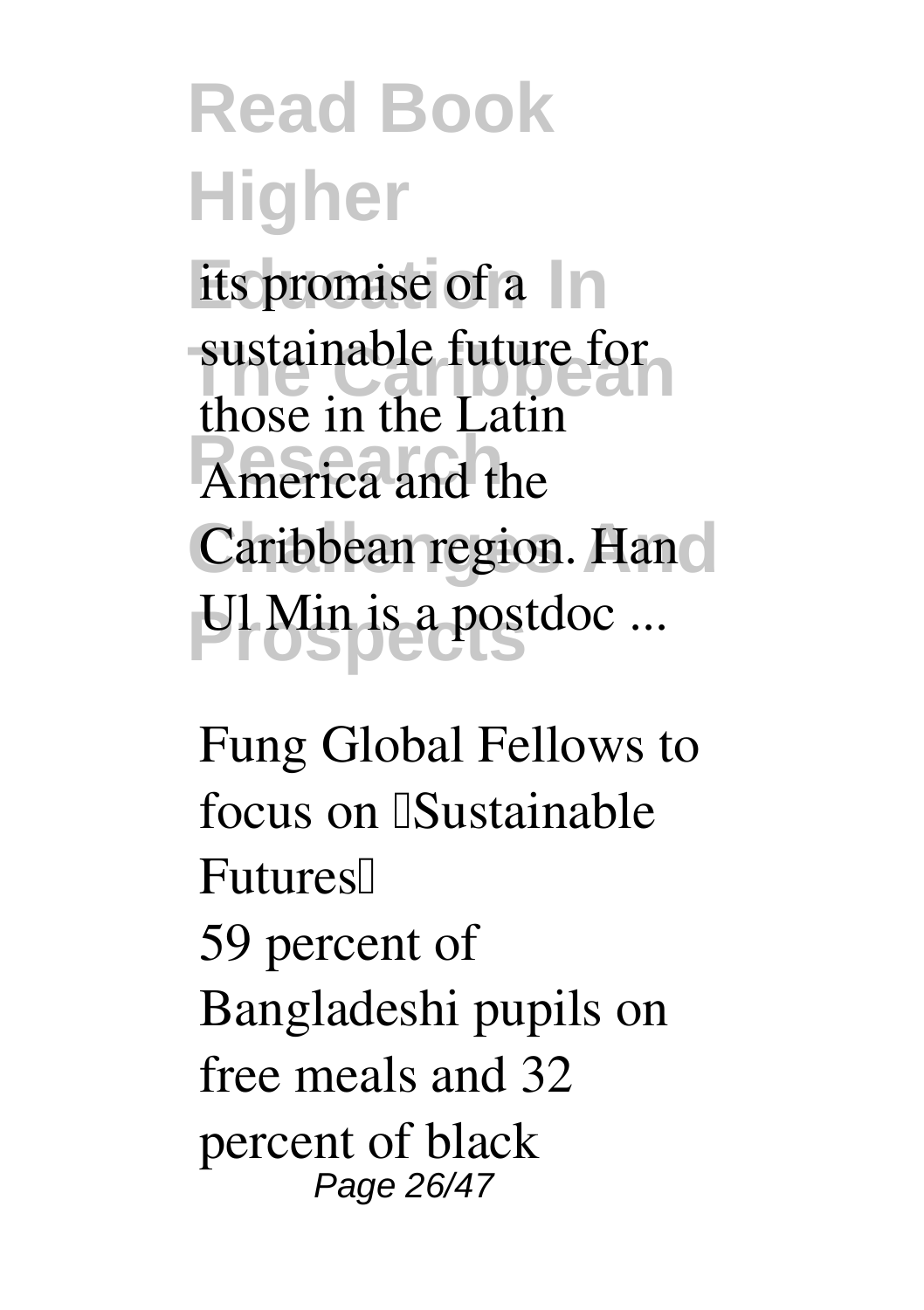its promise of a sustainable future for those in the Latin America and the Caribbean region. Han Ul Min is a postdoc ...

**Fung Global Fellows to focus on 'Sustainable Futures'**

59 percent of Bangladeshi pupils on free meals and 32 percent of black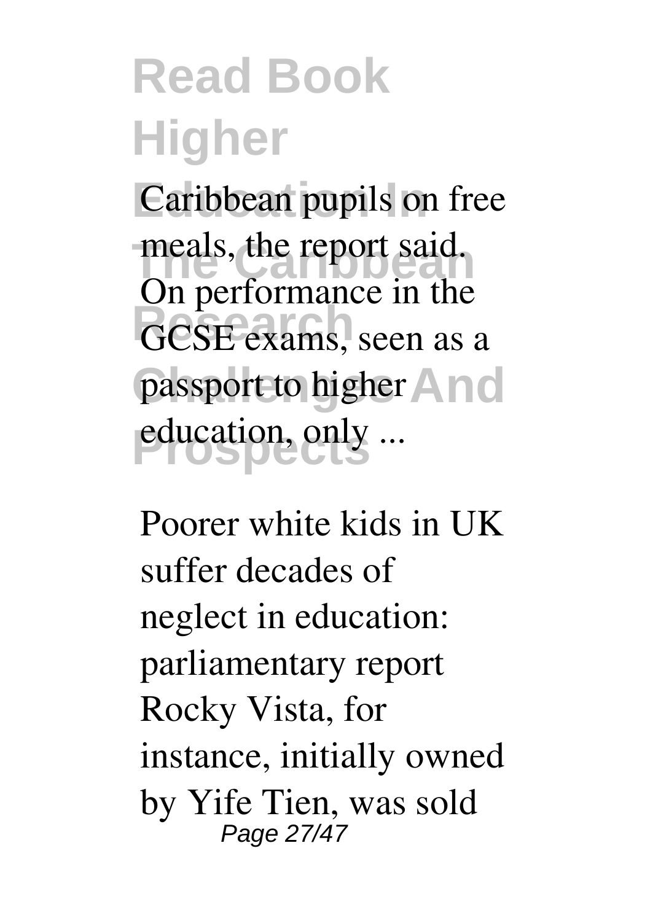Caribbean pupils on free meals, the report said. On performance in the GCSE exams, seen as a passport to higher education, only ...

Poorer white kids in UK suffer decades of neglect in education: parliamentary report Rocky Vista, for instance, initially owned by Yife Tien, was sold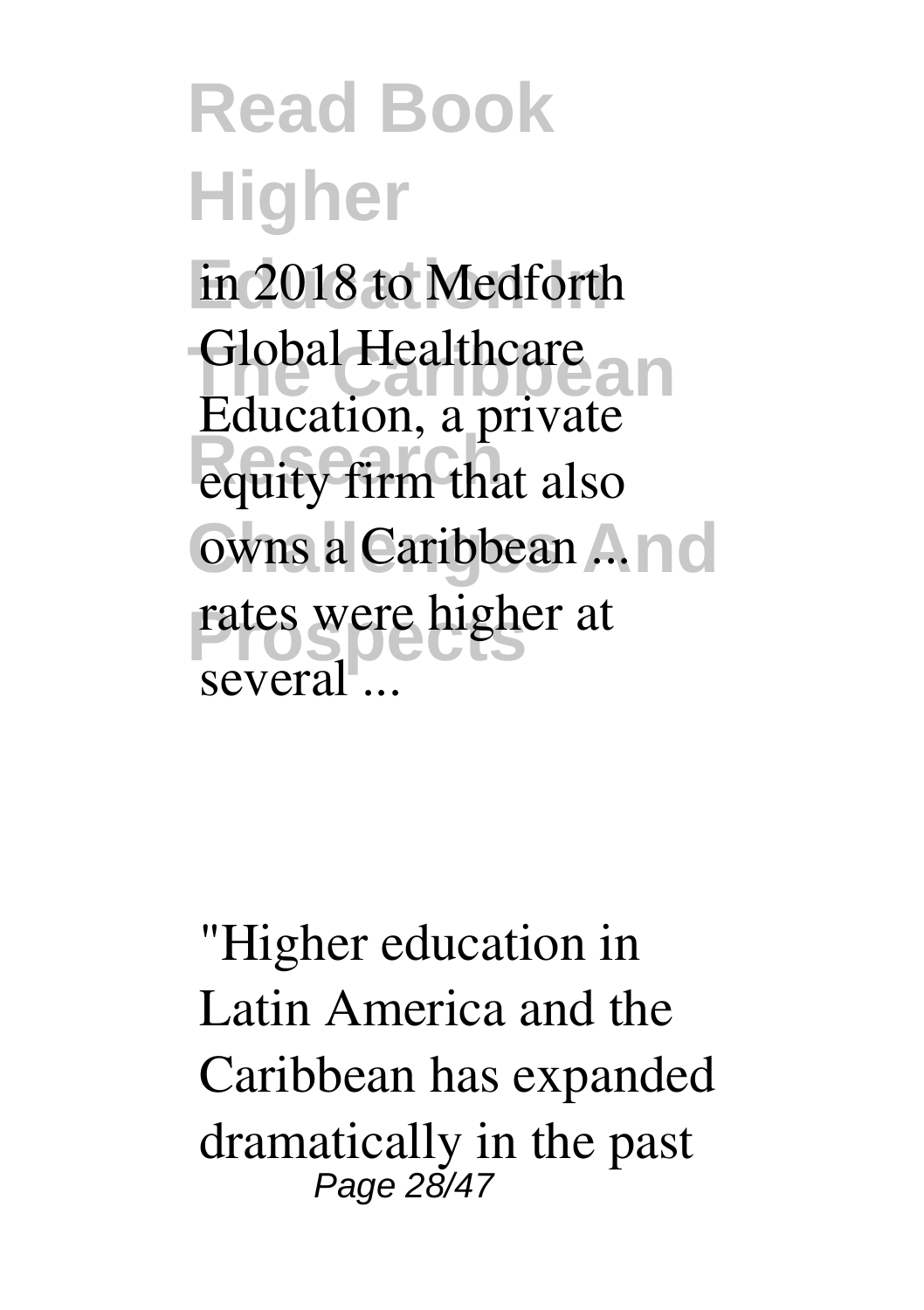in 2018 to Medforth Global Healthcare Education, a private equity firm that also owns a Caribbean ... rates were higher at several ...

"Higher education in Latin America and the Caribbean has expanded dramatically in the past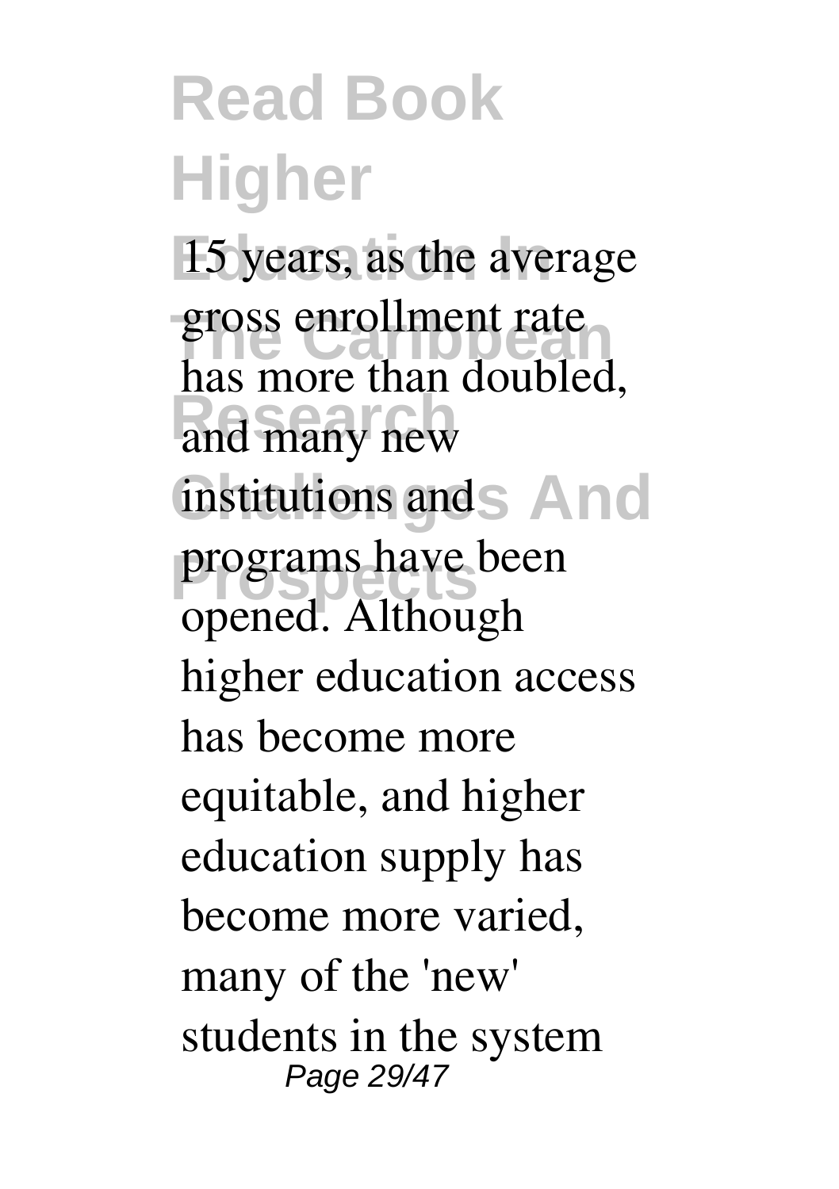15 years, as the average gross enrollment rate has more than doubled, and many new institutions and programs have been opened. Although higher education access has become more equitable, and higher education supply has become more varied, many of the 'new' students in the system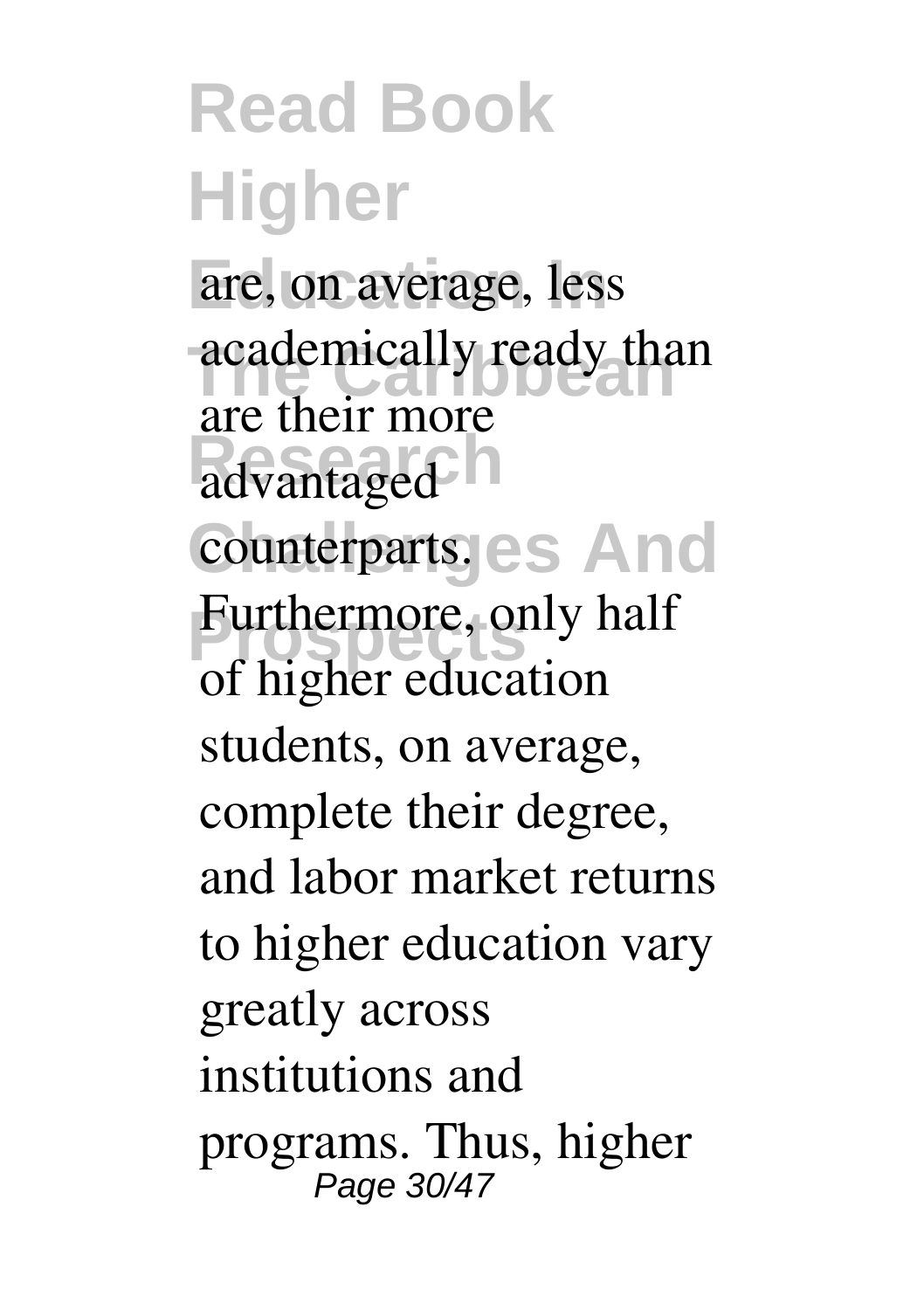are, on average, less academically ready than are their more advantaged counterparts. Furthermore, only half of higher education students, on average, complete their degree, and labor market returns to higher education vary greatly across institutions and programs. Thus, higher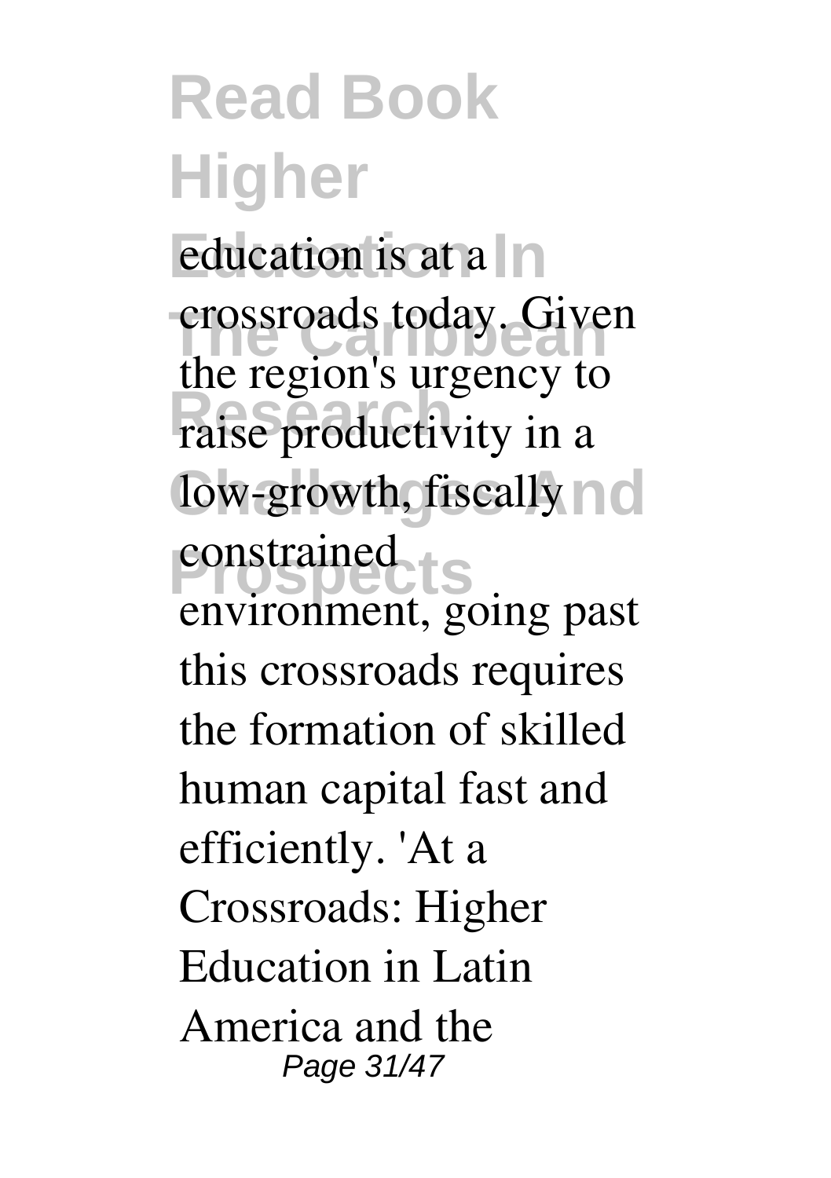education is at a crossroads today. Given the region's urgency to raise productivity in a low-growth, fiscally constrained environment, going past this crossroads requires the formation of skilled human capital fast and efficiently. 'At a Crossroads: Higher Education in Latin America and the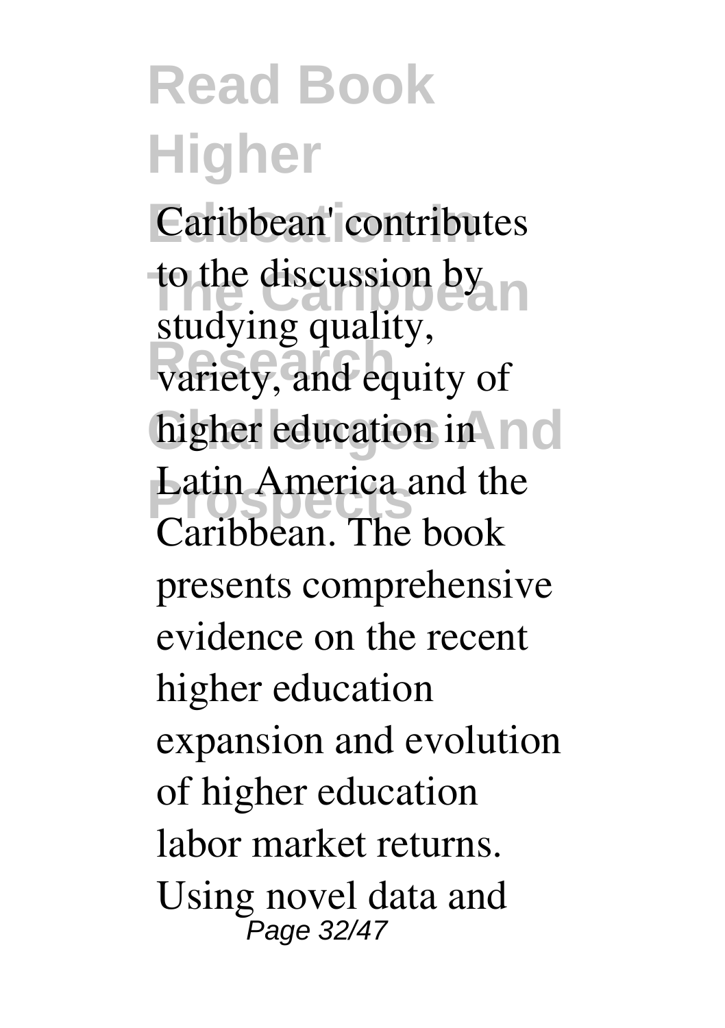Caribbean' contributes to the discussion by studying quality, variety, and equity of higher education in Latin America and the Caribbean. The book presents comprehensive evidence on the recent higher education expansion and evolution of higher education labor market returns. Using novel data and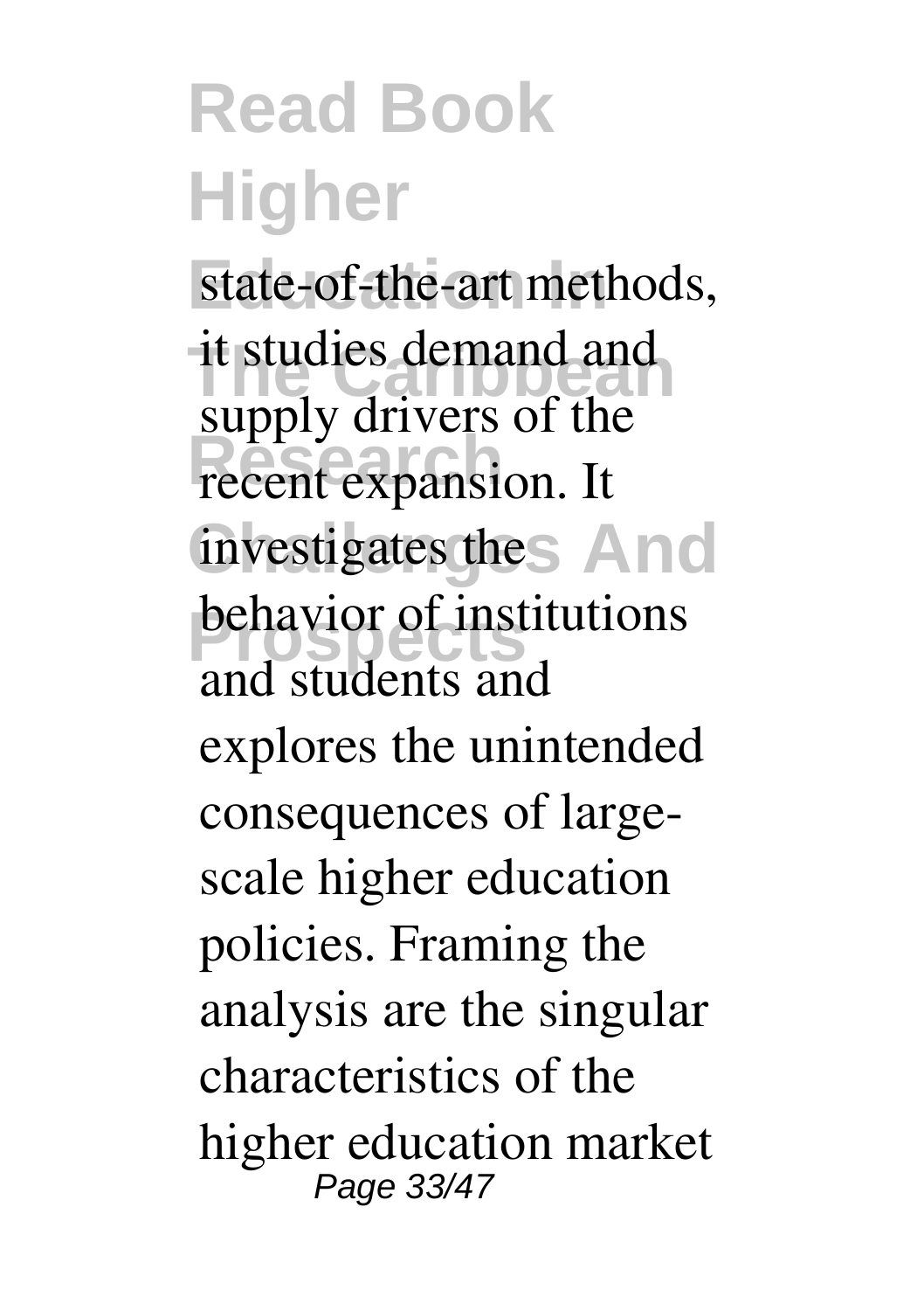state-of-the-art methods, it studies demand and supply drivers of the recent expansion. It investigates the behavior of institutions and students and explores the unintended consequences of large-scale higher education policies. Framing the analysis are the singular characteristics of the higher education market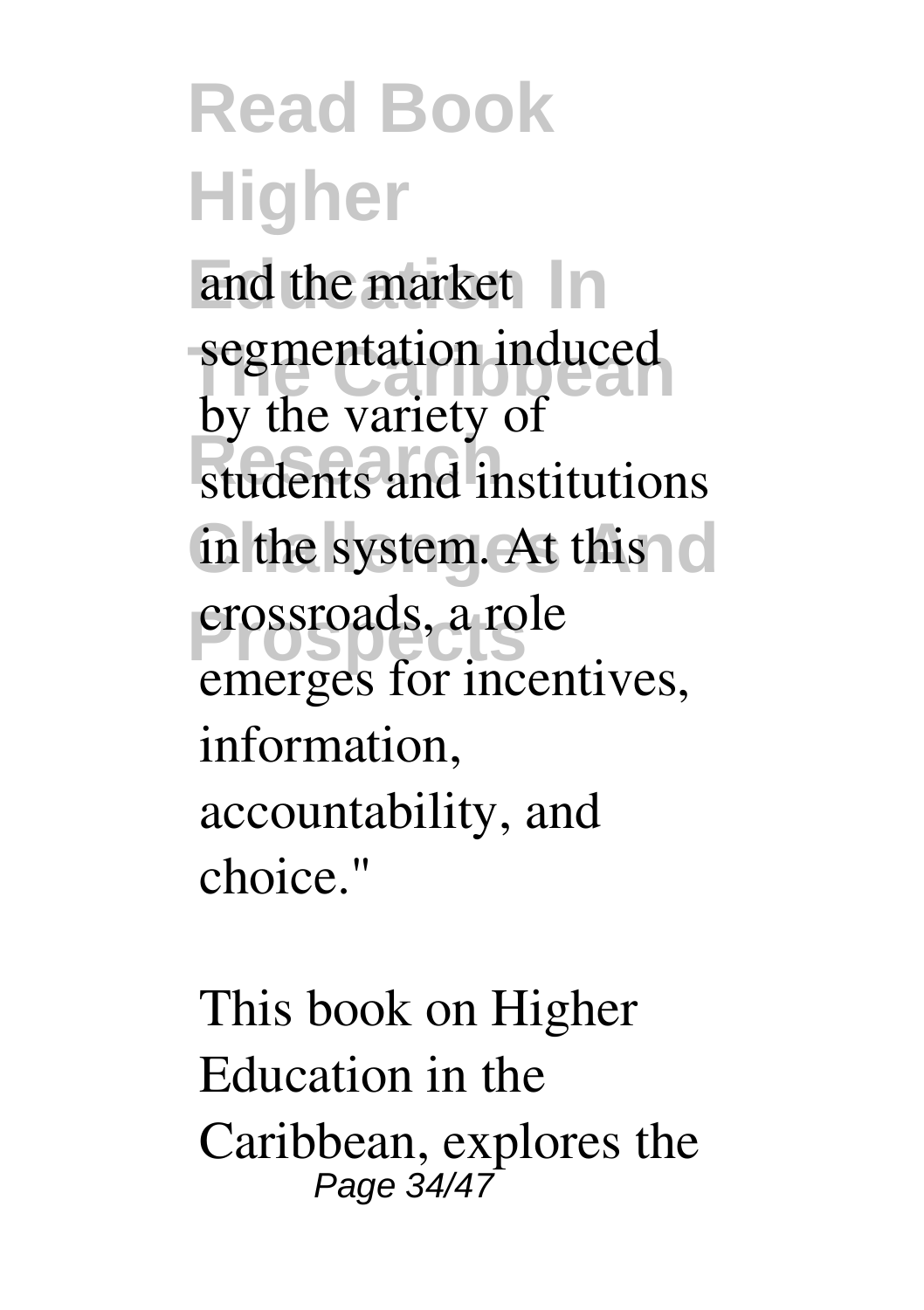and the market segmentation induced by the variety of students and institutions in the system. At this crossroads, a role emerges for incentives, information, accountability, and choice."

This book on Higher Education in the Caribbean, explores the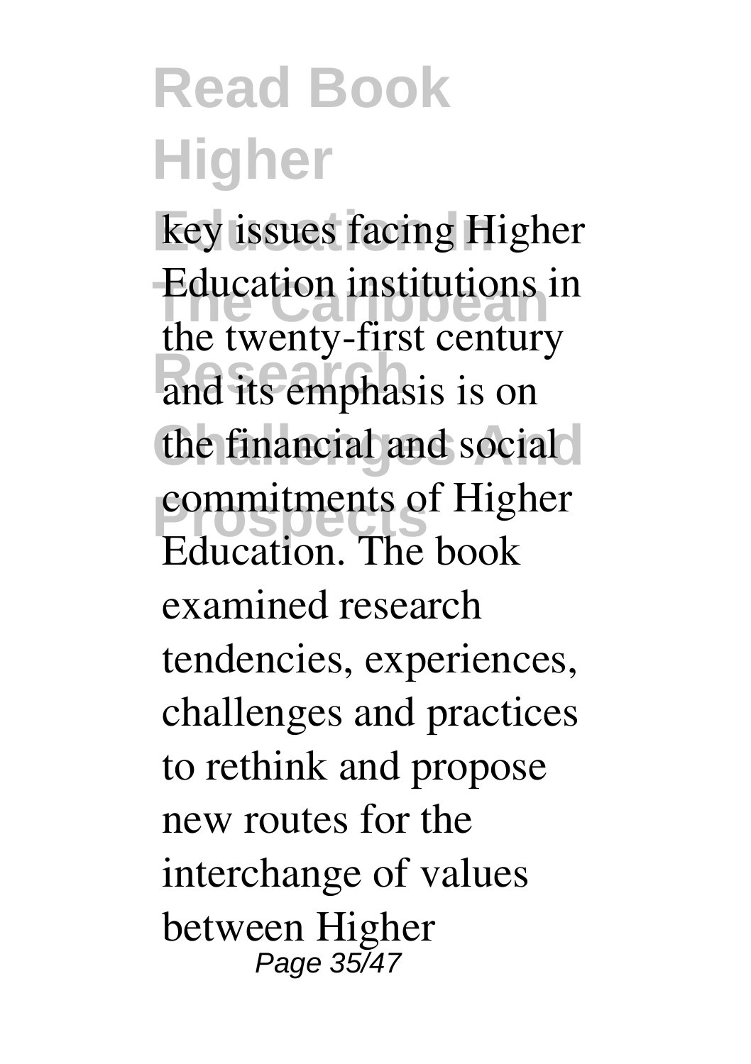key issues facing Higher Education institutions in the twenty-first century and its emphasis is on the financial and social commitments of Higher Education. The book examined research tendencies, experiences, challenges and practices to rethink and propose new routes for the interchange of values between Higher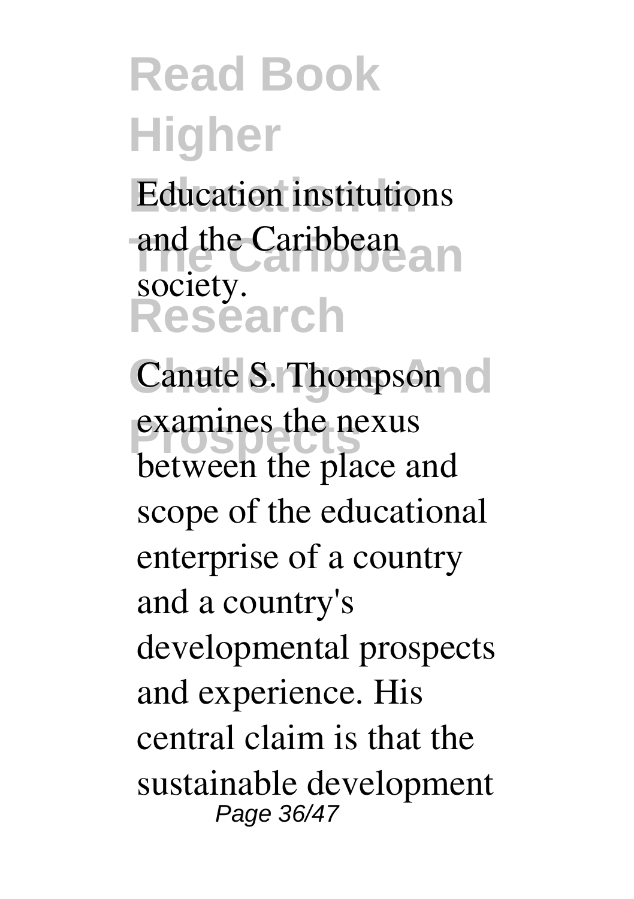Education institutions and the Caribbean society.

Canute S. Thompson examines the nexus between the place and scope of the educational enterprise of a country and a country's developmental prospects and experience. His central claim is that the sustainable development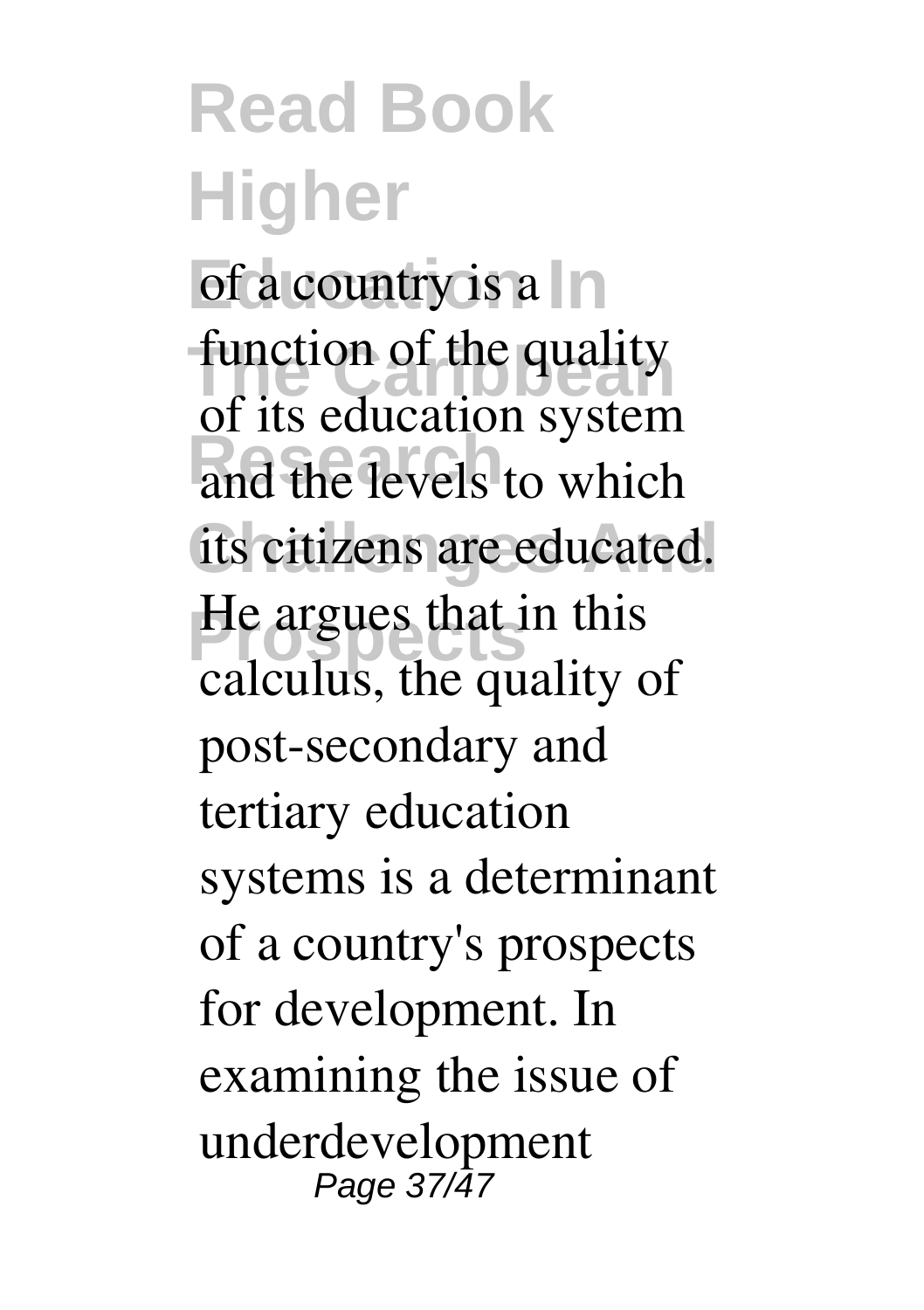of a country is a function of the quality of its education system and the levels to which its citizens are educated. He argues that in this calculus, the quality of post-secondary and tertiary education systems is a determinant of a country's prospects for development. In examining the issue of underdevelopment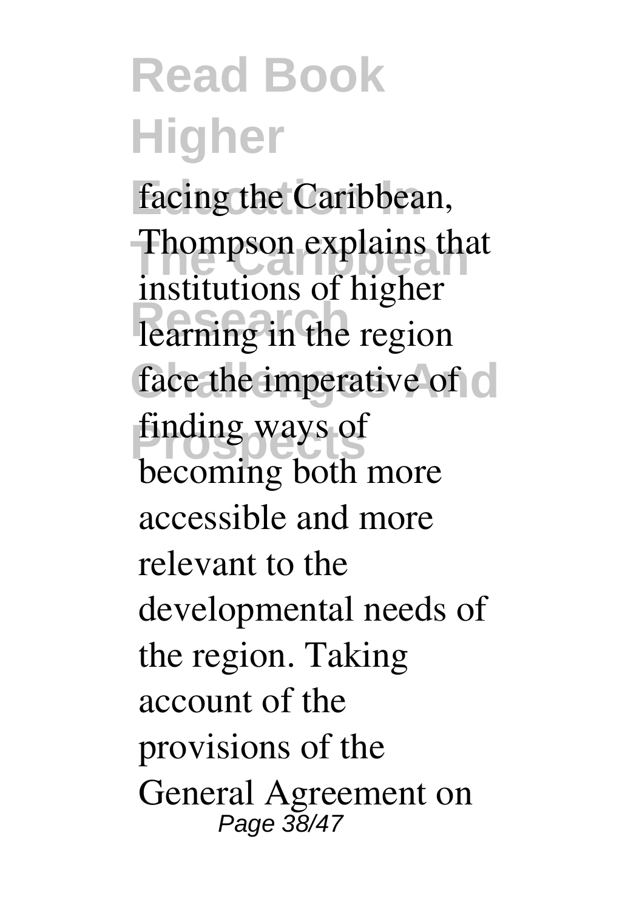facing the Caribbean, Thompson explains that institutions of higher learning in the region face the imperative of finding ways of becoming both more accessible and more relevant to the developmental needs of the region. Taking account of the provisions of the General Agreement on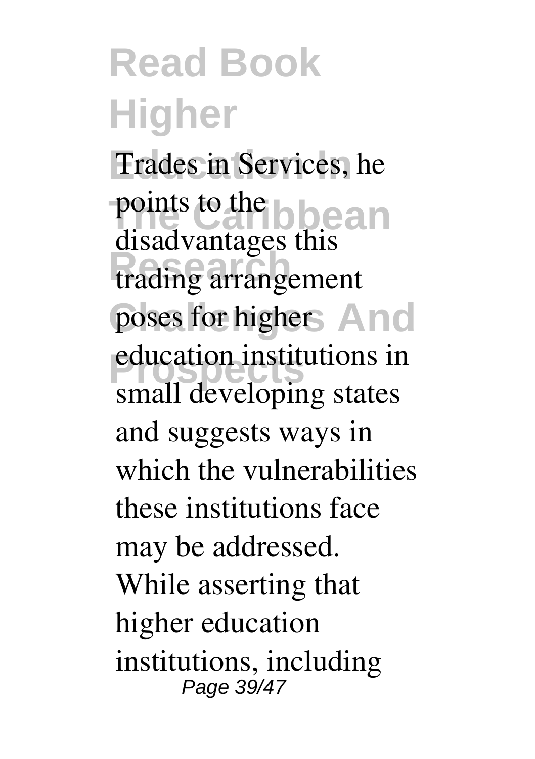Trades in Services, he points to the disadvantages this trading arrangement poses for higher education institutions in small developing states and suggests ways in which the vulnerabilities these institutions face may be addressed. While asserting that higher education institutions, including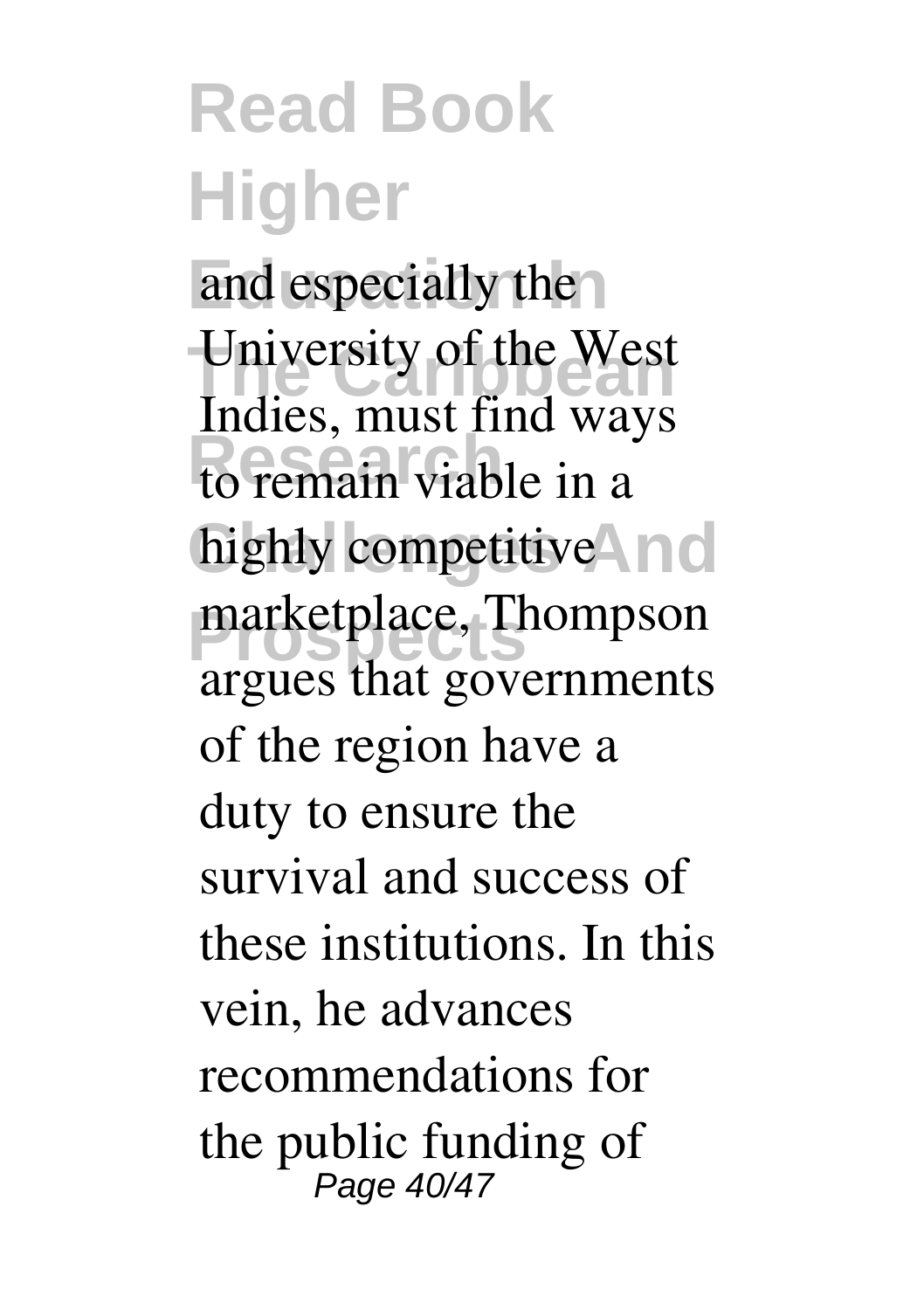and especially the University of the West Indies, must find ways to remain viable in a highly competitive marketplace, Thompson argues that governments of the region have a duty to ensure the survival and success of these institutions. In this vein, he advances recommendations for the public funding of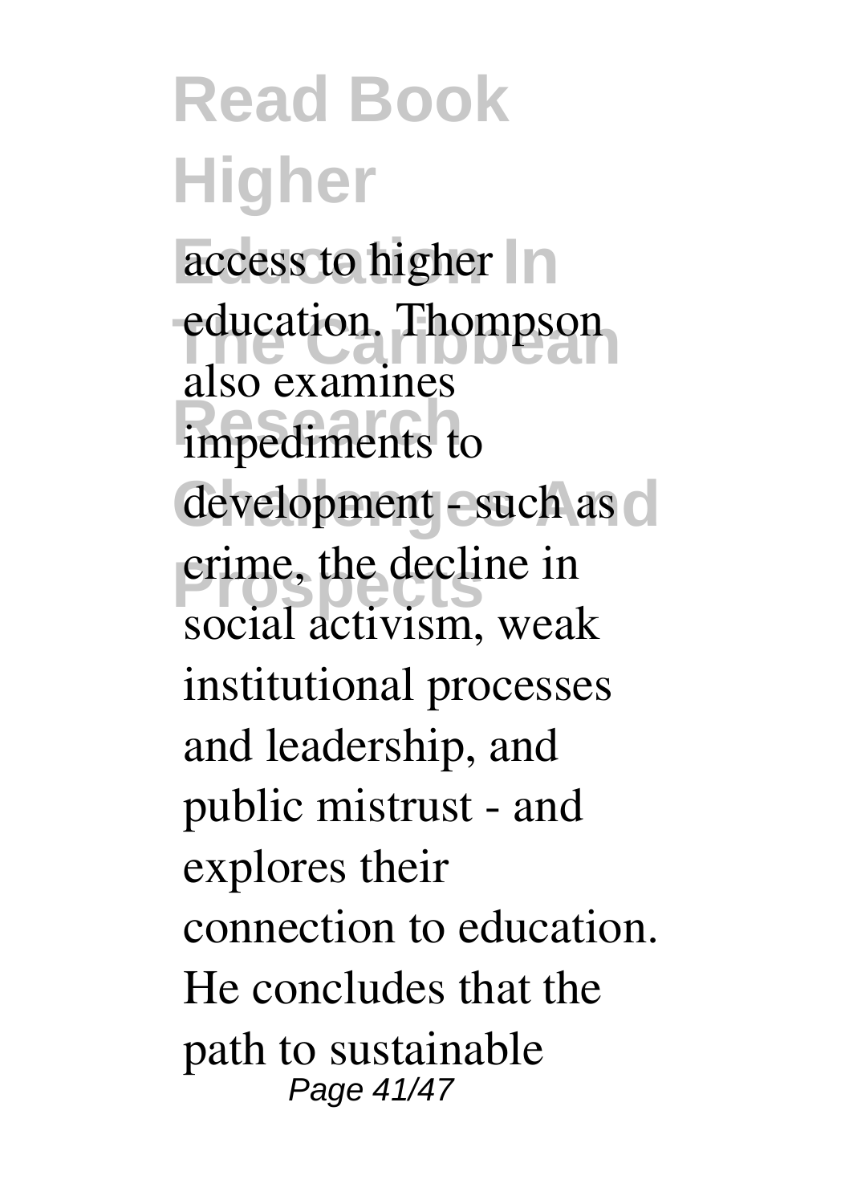access to higher education. Thompson also examines impediments to development - such as crime, the decline in social activism, weak institutional processes and leadership, and public mistrust - and explores their connection to education. He concludes that the path to sustainable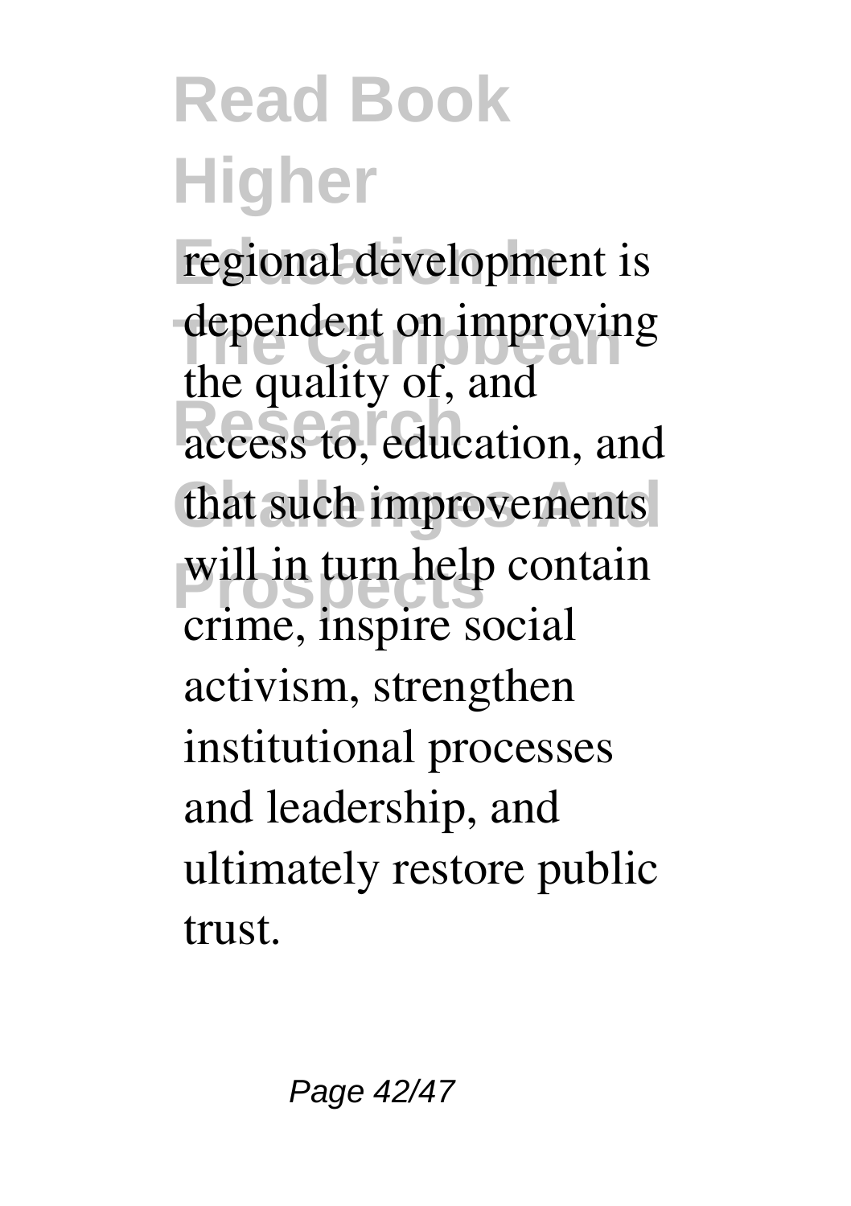regional development is dependent on improving the quality of, and access to, education, and that such improvements will in turn help contain crime, inspire social activism, strengthen institutional processes and leadership, and ultimately restore public trust.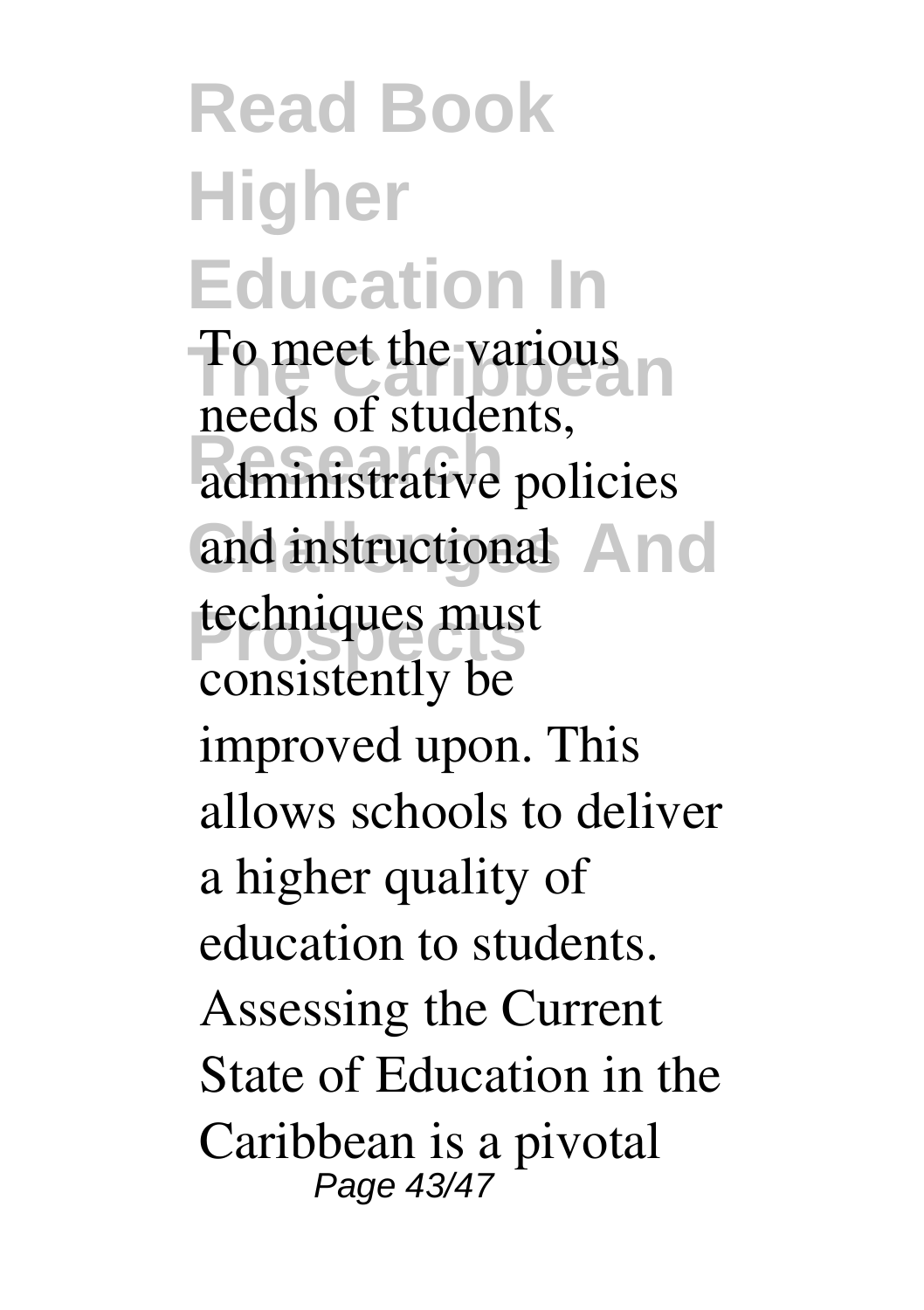To meet the various needs of students, administrative policies and instructional techniques must consistently be improved upon. This allows schools to deliver a higher quality of education to students. Assessing the Current State of Education in the Caribbean is a pivotal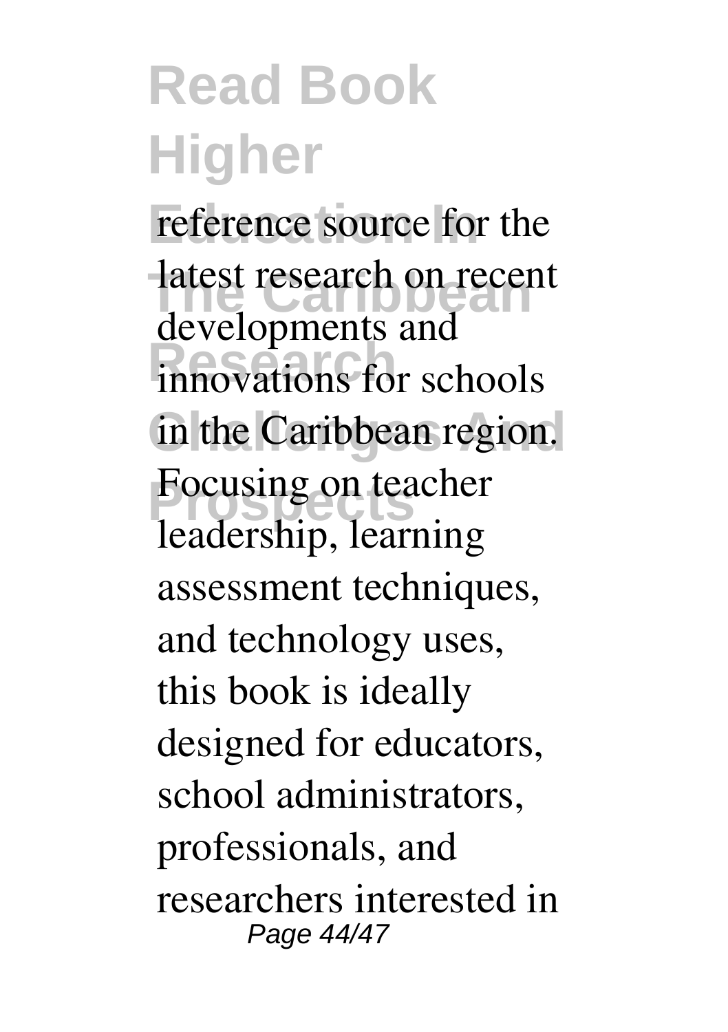reference source for the latest research on recent developments and innovations for schools in the Caribbean region. Focusing on teacher leadership, learning assessment techniques, and technology uses, this book is ideally designed for educators, school administrators, professionals, and researchers interested in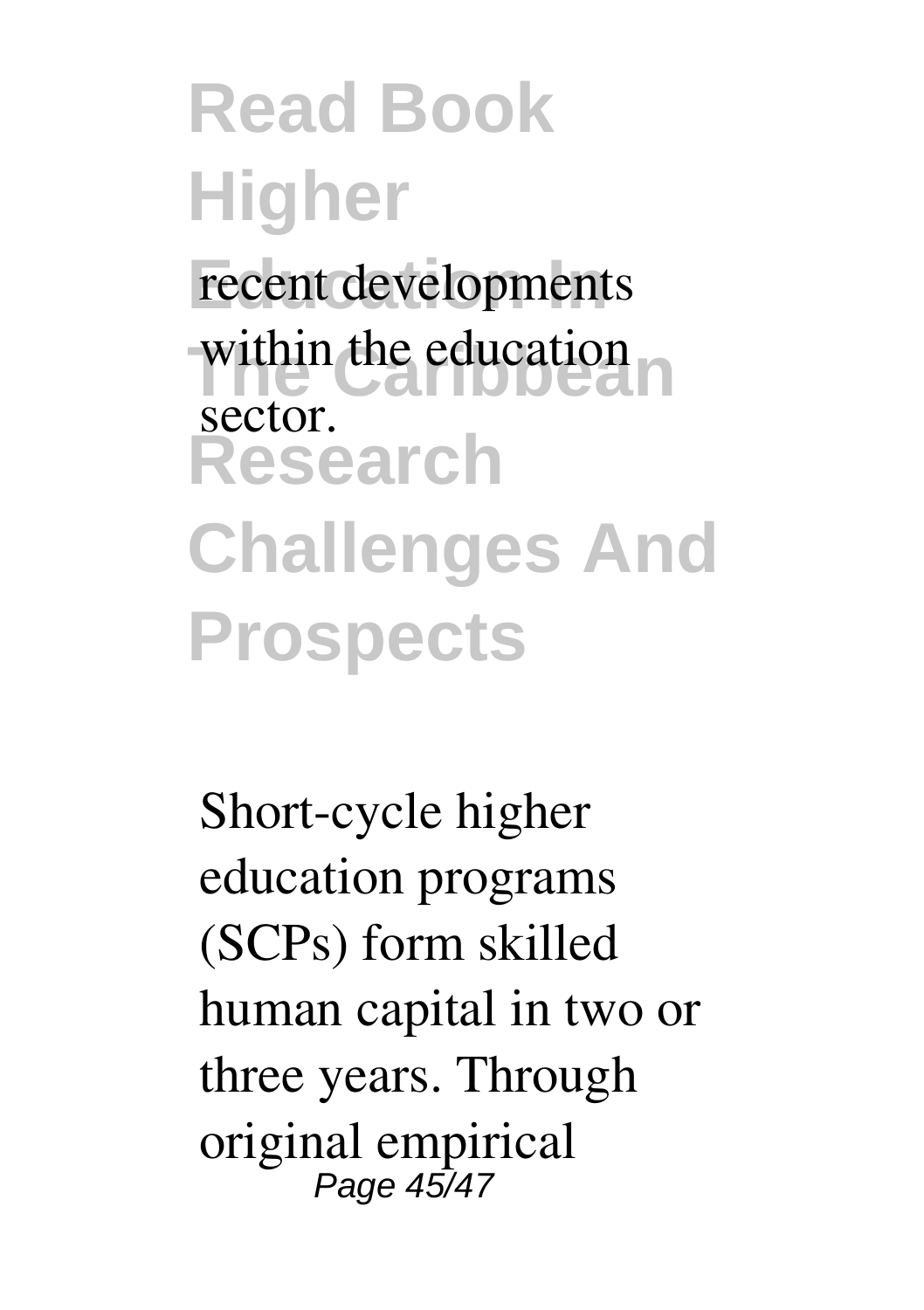recent developments within the education sector.

Short-cycle higher education programs (SCPs) form skilled human capital in two or three years. Through original empirical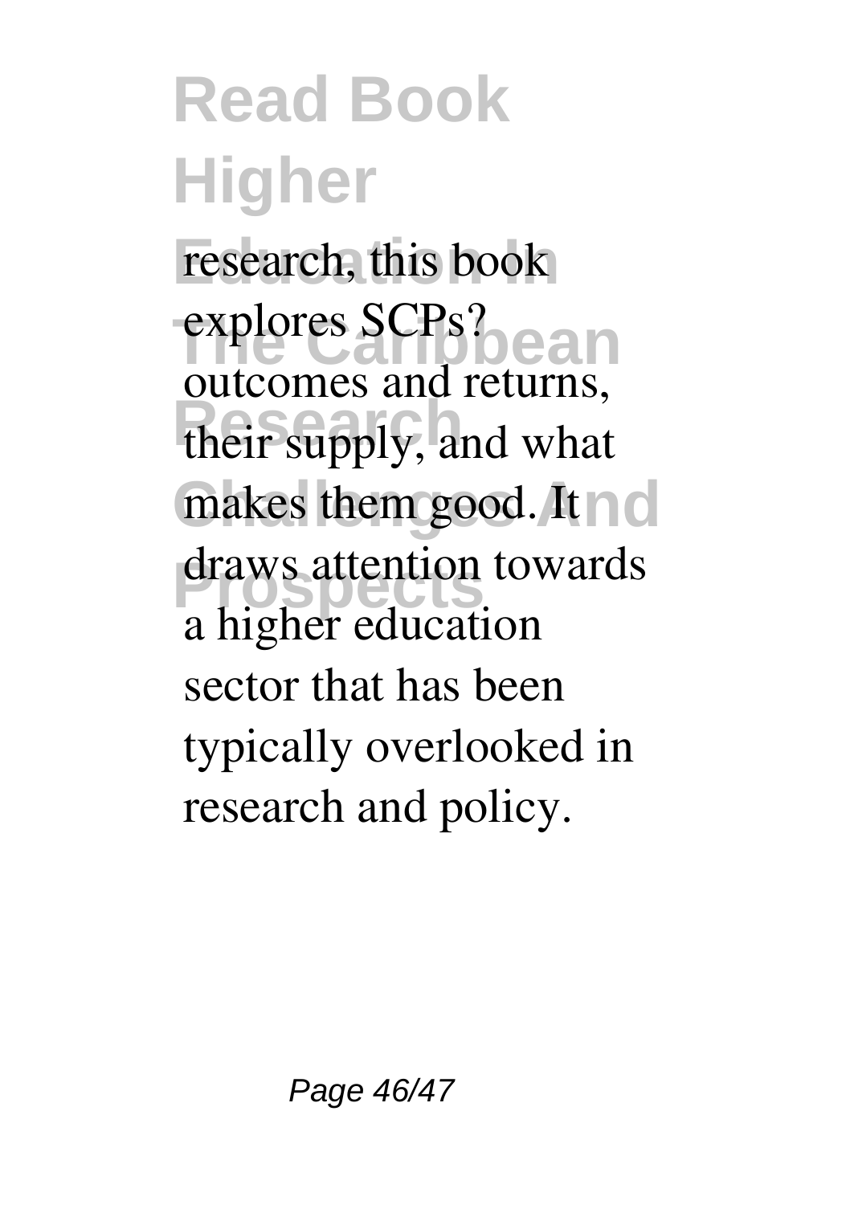research, this book explores SCPs? outcomes and returns, their supply, and what makes them good. It draws attention towards a higher education sector that has been typically overlooked in research and policy.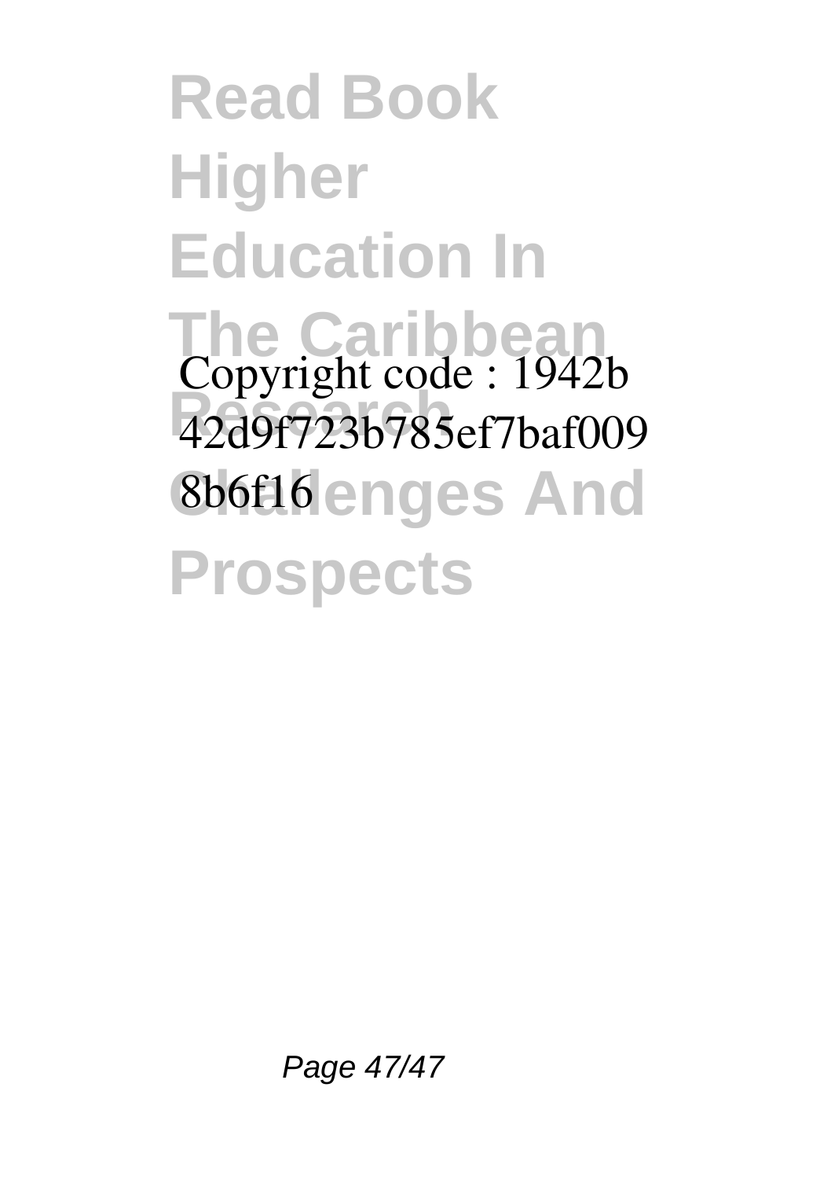# Read Book Higher Education In The Caribbean Research Challenges And Prospects

Copyright code : 1942b42d9f723b785ef7baf0098b6f16